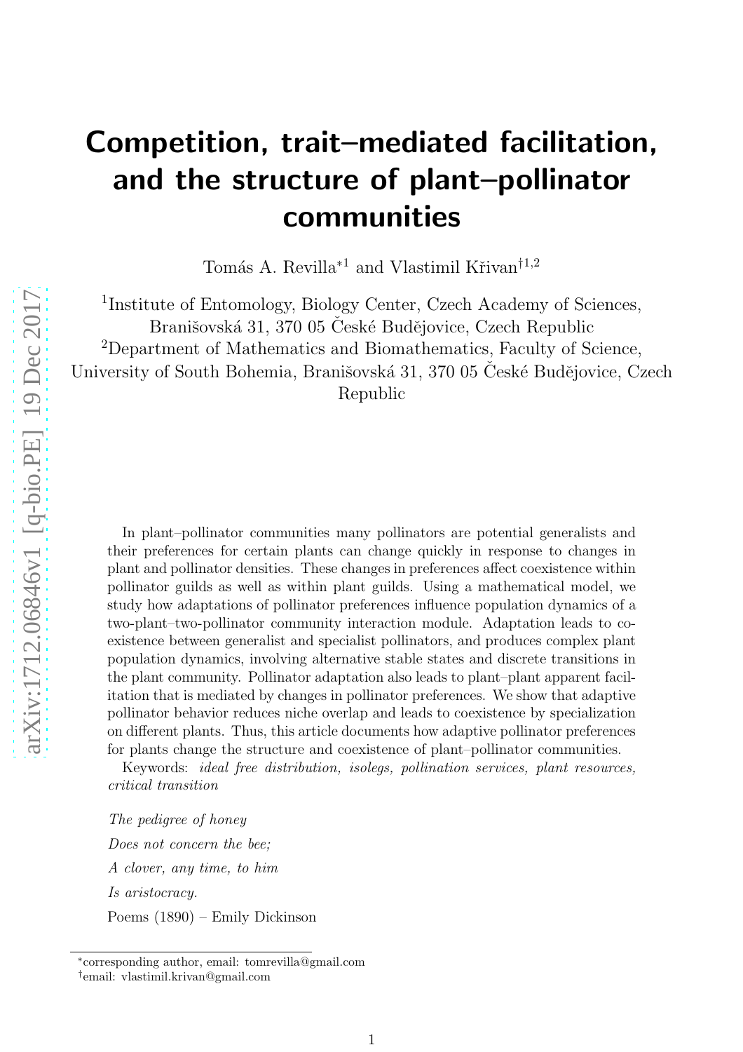# Competition, trait–mediated facilitation, and the structure of plant–pollinator communities

Tomás A. Revilla*[1] and Vlastimil Křivan†[1,2]

[1]Institute of Entomology, Biology Center, Czech Academy of Sciences, Branišovská 31, 370 05 České Budějovice, Czech Republic

[2]Department of Mathematics and Biomathematics, Faculty of Science, University of South Bohemia, Branišovská 31, 370 05 České Budějovice, Czech Republic

In plant–pollinator communities many pollinators are potential generalists and their preferences for certain plants can change quickly in response to changes in plant and pollinator densities. These changes in preferences affect coexistence within pollinator guilds as well as within plant guilds. Using a mathematical model, we study how adaptations of pollinator preferences influence population dynamics of a two-plant–two-pollinator community interaction module. Adaptation leads to coexistence between generalist and specialist pollinators, and produces complex plant population dynamics, involving alternative stable states and discrete transitions in the plant community. Pollinator adaptation also leads to plant–plant apparent facilitation that is mediated by changes in pollinator preferences. We show that adaptive pollinator behavior reduces niche overlap and leads to coexistence by specialization on different plants. Thus, this article documents how adaptive pollinator preferences for plants change the structure and coexistence of plant–pollinator communities.

Keywords: *ideal free distribution, isolegs, pollination services, plant resources, critical transition*

*The pedigree of honey*

*Does not concern the bee;*

*A clover, any time, to him*

*Is aristocracy.*

Poems (1890) – Emily Dickinson

*corresponding author, email: tomrevilla@gmail.com

†email: vlastimil.krivan@gmail.com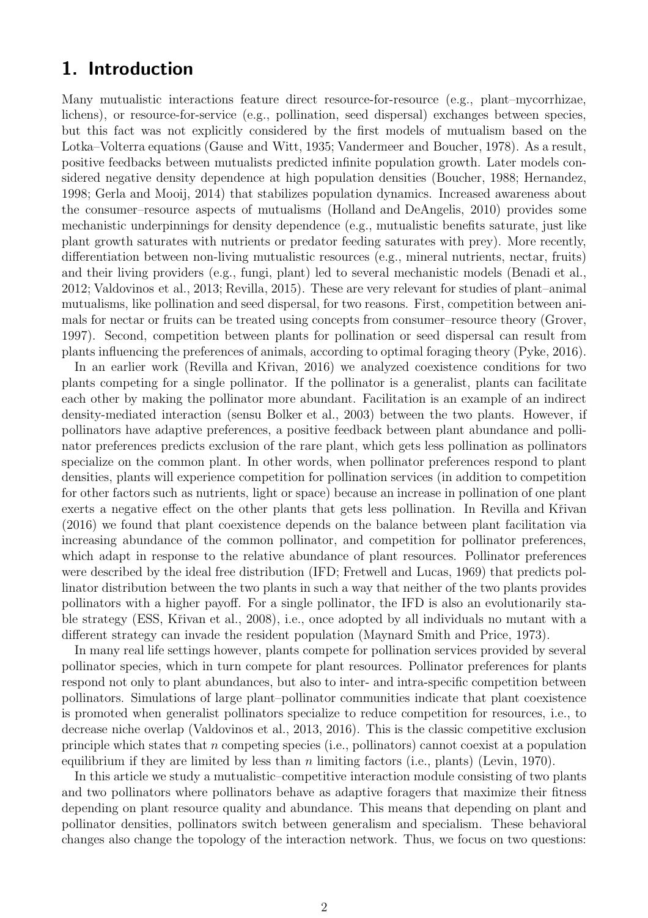# 1. Introduction

Many mutualistic interactions feature direct resource-for-resource (e.g., plant–mycorrhizae, lichens), or resource-for-service (e.g., pollination, seed dispersal) exchanges between species, but this fact was not explicitly considered by the first models of mutualism based on the Lotka–Volterra equations (Gause and Witt, 1935; Vandermeer and Boucher, 1978). As a result, positive feedbacks between mutualists predicted infinite population growth. Later models considered negative density dependence at high population densities (Boucher, 1988; Hernandez, 1998; Gerla and Mooij, 2014) that stabilizes population dynamics. Increased awareness about the consumer–resource aspects of mutualisms (Holland and DeAngelis, 2010) provides some mechanistic underpinnings for density dependence (e.g., mutualistic benefits saturate, just like plant growth saturates with nutrients or predator feeding saturates with prey). More recently, differentiation between non-living mutualistic resources (e.g., mineral nutrients, nectar, fruits) and their living providers (e.g., fungi, plant) led to several mechanistic models (Benadi et al., 2012; Valdovinos et al., 2013; Revilla, 2015). These are very relevant for studies of plant–animal mutualisms, like pollination and seed dispersal, for two reasons. First, competition between animals for nectar or fruits can be treated using concepts from consumer–resource theory (Grover, 1997). Second, competition between plants for pollination or seed dispersal can result from plants influencing the preferences of animals, according to optimal foraging theory (Pyke, 2016).

In an earlier work (Revilla and Křivan, 2016) we analyzed coexistence conditions for two plants competing for a single pollinator. If the pollinator is a generalist, plants can facilitate each other by making the pollinator more abundant. Facilitation is an example of an indirect density-mediated interaction (sensu Bolker et al., 2003) between the two plants. However, if pollinators have adaptive preferences, a positive feedback between plant abundance and pollinator preferences predicts exclusion of the rare plant, which gets less pollination as pollinators specialize on the common plant. In other words, when pollinator preferences respond to plant densities, plants will experience competition for pollination services (in addition to competition for other factors such as nutrients, light or space) because an increase in pollination of one plant exerts a negative effect on the other plants that gets less pollination. In Revilla and Křivan (2016) we found that plant coexistence depends on the balance between plant facilitation via increasing abundance of the common pollinator, and competition for pollinator preferences, which adapt in response to the relative abundance of plant resources. Pollinator preferences were described by the ideal free distribution (IFD; Fretwell and Lucas, 1969) that predicts pollinator distribution between the two plants in such a way that neither of the two plants provides pollinators with a higher payoff. For a single pollinator, the IFD is also an evolutionarily stable strategy (ESS, Křivan et al., 2008), i.e., once adopted by all individuals no mutant with a different strategy can invade the resident population (Maynard Smith and Price, 1973).

In many real life settings however, plants compete for pollination services provided by several pollinator species, which in turn compete for plant resources. Pollinator preferences for plants respond not only to plant abundances, but also to inter- and intra-specific competition between pollinators. Simulations of large plant–pollinator communities indicate that plant coexistence is promoted when generalist pollinators specialize to reduce competition for resources, i.e., to decrease niche overlap (Valdovinos et al., 2013, 2016). This is the classic competitive exclusion principle which states that $n$ competing species (i.e., pollinators) cannot coexist at a population equilibrium if they are limited by less than $n$ limiting factors (i.e., plants) (Levin, 1970).

In this article we study a mutualistic–competitive interaction module consisting of two plants and two pollinators where pollinators behave as adaptive foragers that maximize their fitness depending on plant resource quality and abundance. This means that depending on plant and pollinator densities, pollinators switch between generalism and specialism. These behavioral changes also change the topology of the interaction network. Thus, we focus on two questions: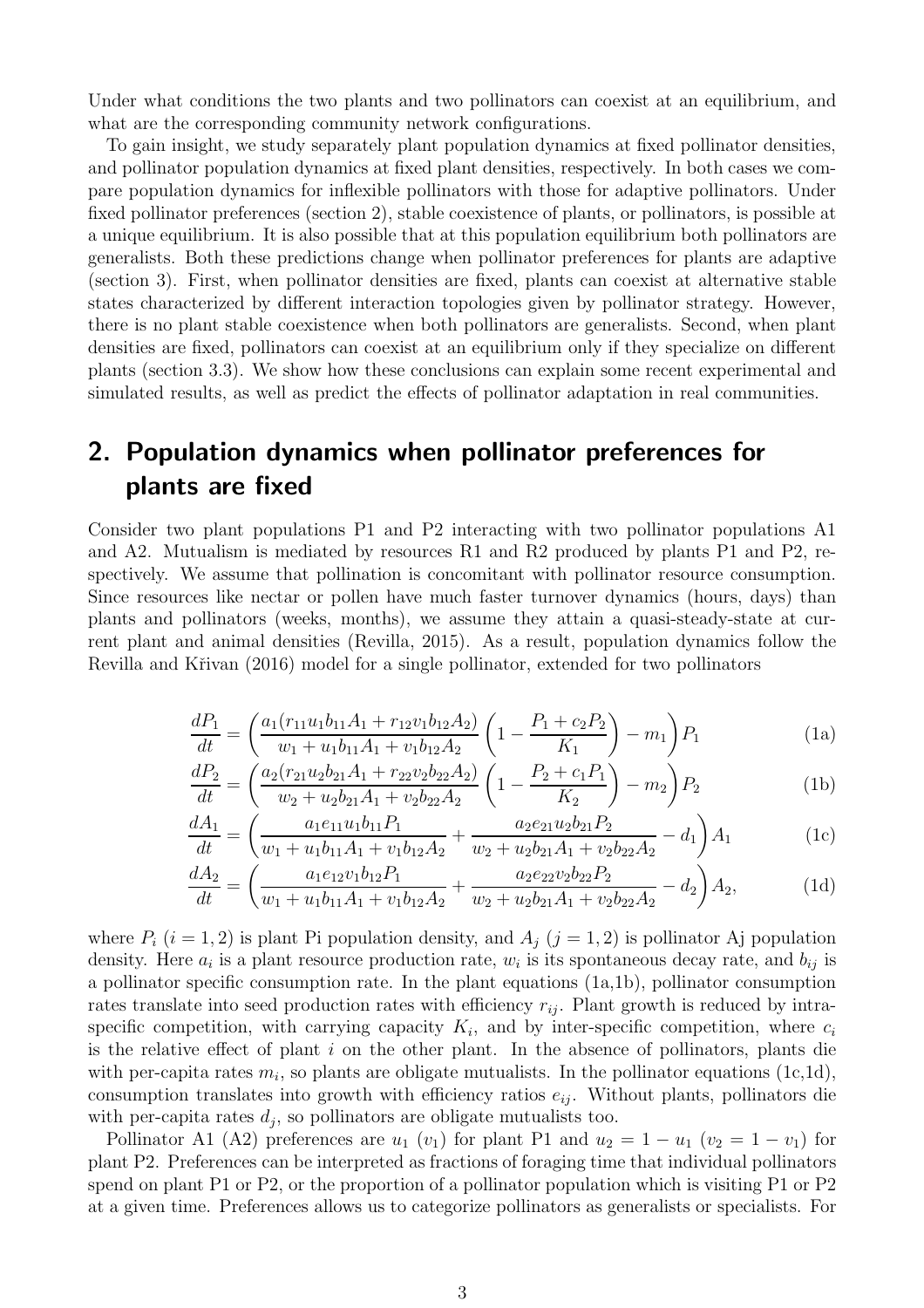Under what conditions the two plants and two pollinators can coexist at an equilibrium, and what are the corresponding community network configurations.

To gain insight, we study separately plant population dynamics at fixed pollinator densities, and pollinator population dynamics at fixed plant densities, respectively. In both cases we compare population dynamics for inflexible pollinators with those for adaptive pollinators. Under fixed pollinator preferences (section 2), stable coexistence of plants, or pollinators, is possible at a unique equilibrium. It is also possible that at this population equilibrium both pollinators are generalists. Both these predictions change when pollinator preferences for plants are adaptive (section 3). First, when pollinator densities are fixed, plants can coexist at alternative stable states characterized by different interaction topologies given by pollinator strategy. However, there is no plant stable coexistence when both pollinators are generalists. Second, when plant densities are fixed, pollinators can coexist at an equilibrium only if they specialize on different plants (section 3.3). We show how these conclusions can explain some recent experimental and simulated results, as well as predict the effects of pollinator adaptation in real communities.

## 2. Population dynamics when pollinator preferences for plants are fixed

Consider two plant populations P1 and P2 interacting with two pollinator populations A1 and A2. Mutualism is mediated by resources R1 and R2 produced by plants P1 and P2, respectively. We assume that pollination is concomitant with pollinator resource consumption. Since resources like nectar or pollen have much faster turnover dynamics (hours, days) than plants and pollinators (weeks, months), we assume they attain a quasi-steady-state at current plant and animal densities (Revilla, 2015). As a result, population dynamics follow the Revilla and Křivan (2016) model for a single pollinator, extended for two pollinators

$$\frac{dP_1}{dt} = \left(\frac{a_1(r_{11}u_1b_{11}A_1 + r_{12}v_1b_{12}A_2)}{w_1 + u_1b_{11}A_1 + v_1b_{12}A_2}\left(1 - \frac{P_1 + c_2P_2}{K_1}\right) - m_1\right)P_1 \tag{1a}$$

$$\frac{dP_2}{dt} = \left(\frac{a_2(r_{21}u_2b_{21}A_1 + r_{22}v_2b_{22}A_2)}{w_2 + u_2b_{21}A_1 + v_2b_{22}A_2}\left(1 - \frac{P_2 + c_1P_1}{K_2}\right) - m_2\right)P_2 \tag{1b}$$

$$\frac{dA_1}{dt} = \left(\frac{a_1e_{11}u_1b_{11}P_1}{w_1 + u_1b_{11}A_1 + v_1b_{12}A_2} + \frac{a_2e_{21}u_2b_{21}P_2}{w_2 + u_2b_{21}A_1 + v_2b_{22}A_2} - d_1\right)A_1 \tag{1c}$$

$$\frac{dA_2}{dt} = \left(\frac{a_1e_{12}v_1b_{12}P_1}{w_1 + u_1b_{11}A_1 + v_1b_{12}A_2} + \frac{a_2e_{22}v_2b_{22}P_2}{w_2 + u_2b_{21}A_1 + v_2b_{22}A_2} - d_2\right)A_2, \tag{1d}$$

where $P_i$ ($i = 1, 2$) is plant Pi population density, and $A_j$ ($j = 1, 2$) is pollinator Aj population density. Here $a_i$ is a plant resource production rate, $w_i$ is its spontaneous decay rate, and $b_{ij}$ is a pollinator specific consumption rate. In the plant equations (1a,1b), pollinator consumption rates translate into seed production rates with efficiency $r_{ij}$. Plant growth is reduced by intraspecific competition, with carrying capacity $K_i$, and by inter-specific competition, where $c_i$ is the relative effect of plant $i$ on the other plant. In the absence of pollinators, plants die with per-capita rates $m_i$, so plants are obligate mutualists. In the pollinator equations (1c,1d), consumption translates into growth with efficiency ratios $e_{ij}$. Without plants, pollinators die with per-capita rates $d_j$, so pollinators are obligate mutualists too.

Pollinator A1 (A2) preferences are $u_1$ ($v_1$) for plant P1 and $u_2 = 1 - u_1$ ($v_2 = 1 - v_1$) for plant P2. Preferences can be interpreted as fractions of foraging time that individual pollinators spend on plant P1 or P2, or the proportion of a pollinator population which is visiting P1 or P2 at a given time. Preferences allows us to categorize pollinators as generalists or specialists. For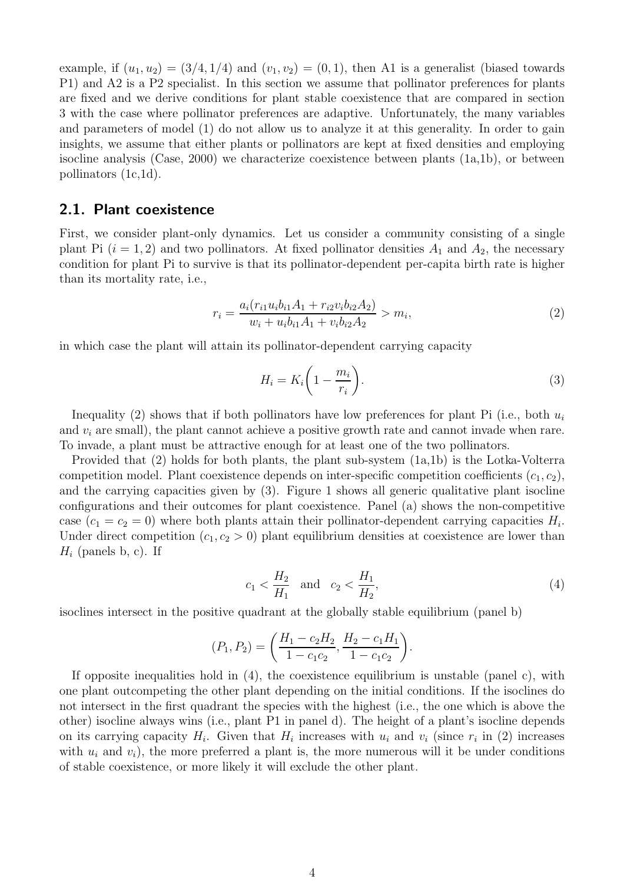example, if $(u_1, u_2) = (3/4, 1/4)$ and $(v_1, v_2) = (0, 1)$, then A1 is a generalist (biased towards P1) and A2 is a P2 specialist. In this section we assume that pollinator preferences for plants are fixed and we derive conditions for plant stable coexistence that are compared in section 3 with the case where pollinator preferences are adaptive. Unfortunately, the many variables and parameters of model (1) do not allow us to analyze it at this generality. In order to gain insights, we assume that either plants or pollinators are kept at fixed densities and employing isocline analysis (Case, 2000) we characterize coexistence between plants (1a,1b), or between pollinators (1c,1d).

## 2.1. Plant coexistence

First, we consider plant-only dynamics. Let us consider a community consisting of a single plant Pi ($i = 1, 2$) and two pollinators. At fixed pollinator densities $A_1$ and $A_2$, the necessary condition for plant Pi to survive is that its pollinator-dependent per-capita birth rate is higher than its mortality rate, i.e.,

$$r_i = \frac{a_i(r_{i1}u_i b_{i1} A_1 + r_{i2} v_i b_{i2} A_2)}{w_i + u_i b_{i1} A_1 + v_i b_{i2} A_2} > m_i, \tag{2}$$

in which case the plant will attain its pollinator-dependent carrying capacity

$$H_i = K_i \left(1 - \frac{m_i}{r_i}\right). \tag{3}$$

Inequality (2) shows that if both pollinators have low preferences for plant Pi (i.e., both $u_i$ and $v_i$ are small), the plant cannot achieve a positive growth rate and cannot invade when rare. To invade, a plant must be attractive enough for at least one of the two pollinators.

Provided that (2) holds for both plants, the plant sub-system (1a,1b) is the Lotka-Volterra competition model. Plant coexistence depends on inter-specific competition coefficients $(c_1, c_2)$, and the carrying capacities given by (3). Figure 1 shows all generic qualitative plant isocline configurations and their outcomes for plant coexistence. Panel (a) shows the non-competitive case ($c_1 = c_2 = 0$) where both plants attain their pollinator-dependent carrying capacities $H_i$. Under direct competition ($c_1, c_2 > 0$) plant equilibrium densities at coexistence are lower than $H_i$ (panels b, c). If

$$c_1 < \frac{H_2}{H_1} \quad \text{and} \quad c_2 < \frac{H_1}{H_2}, \tag{4}$$

isoclines intersect in the positive quadrant at the globally stable equilibrium (panel b)

$$(P_1, P_2) = \left(\frac{H_1 - c_2 H_2}{1 - c_1 c_2}, \frac{H_2 - c_1 H_1}{1 - c_1 c_2}\right).$$

If opposite inequalities hold in (4), the coexistence equilibrium is unstable (panel c), with one plant outcompeting the other plant depending on the initial conditions. If the isoclines do not intersect in the first quadrant the species with the highest (i.e., the one which is above the other) isocline always wins (i.e., plant P1 in panel d). The height of a plant's isocline depends on its carrying capacity $H_i$. Given that $H_i$ increases with $u_i$ and $v_i$ (since $r_i$ in (2) increases with $u_i$ and $v_i$), the more preferred a plant is, the more numerous will it be under conditions of stable coexistence, or more likely it will exclude the other plant.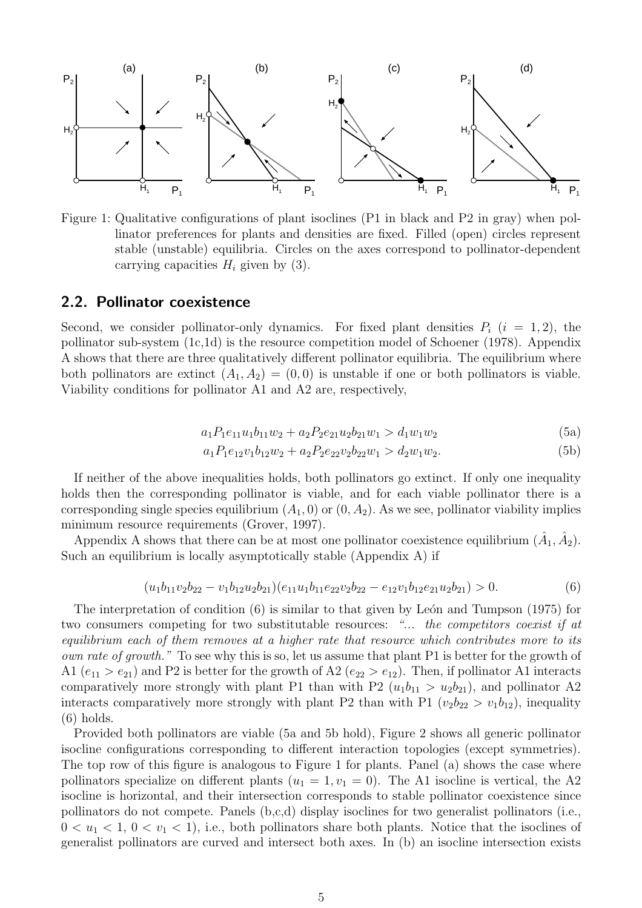Figure 1: Qualitative configurations of plant isoclines (P1 in black and P2 in gray) when pollinator preferences for plants and densities are fixed. Filled (open) circles represent stable (unstable) equilibria. Circles on the axes correspond to pollinator-dependent carrying capacities $H_i$ given by (3).

## 2.2. Pollinator coexistence

Second, we consider pollinator-only dynamics. For fixed plant densities $P_i$ ($i = 1, 2$), the pollinator sub-system (1c,1d) is the resource competition model of Schoener (1978). Appendix A shows that there are three qualitatively different pollinator equilibria. The equilibrium where both pollinators are extinct $(A_1, A_2) = (0, 0)$ is unstable if one or both pollinators is viable. Viability conditions for pollinator A1 and A2 are, respectively,

$$a_1 P_1 e_{11} u_1 b_{11} w_2 + a_2 P_2 e_{21} u_2 b_{21} w_1 > d_1 w_1 w_2 \tag{5a}$$

$$a_1 P_1 e_{12} v_1 b_{12} w_2 + a_2 P_2 e_{22} v_2 b_{22} w_1 > d_2 w_1 w_2. \tag{5b}$$

If neither of the above inequalities holds, both pollinators go extinct. If only one inequality holds then the corresponding pollinator is viable, and for each viable pollinator there is a corresponding single species equilibrium $(A_1, 0)$ or $(0, A_2)$. As we see, pollinator viability implies minimum resource requirements (Grover, 1997).

Appendix A shows that there can be at most one pollinator coexistence equilibrium $(\hat{A}_1, \hat{A}_2)$. Such an equilibrium is locally asymptotically stable (Appendix A) if

$$(u_1 b_{11} v_2 b_{22} - v_1 b_{12} u_2 b_{21})(e_{11} u_1 b_{11} e_{22} v_2 b_{22} - e_{12} v_1 b_{12} e_{21} u_2 b_{21}) > 0. \tag{6}$$

The interpretation of condition (6) is similar to that given by León and Tumpson (1975) for two consumers competing for two substitutable resources: *"... the competitors coexist if at equilibrium each of them removes at a higher rate that resource which contributes more to its own rate of growth."* To see why this is so, let us assume that plant P1 is better for the growth of A1 ($e_{11} > e_{21}$) and P2 is better for the growth of A2 ($e_{22} > e_{12}$). Then, if pollinator A1 interacts comparatively more strongly with plant P1 than with P2 ($u_1 b_{11} > u_2 b_{21}$), and pollinator A2 interacts comparatively more strongly with plant P2 than with P1 ($v_2 b_{22} > v_1 b_{12}$), inequality (6) holds.

Provided both pollinators are viable (5a and 5b hold), Figure 2 shows all generic pollinator isocline configurations corresponding to different interaction topologies (except symmetries). The top row of this figure is analogous to Figure 1 for plants. Panel (a) shows the case where pollinators specialize on different plants ($u_1 = 1, v_1 = 0$). The A1 isocline is vertical, the A2 isocline is horizontal, and their intersection corresponds to stable pollinator coexistence since pollinators do not compete. Panels (b,c,d) display isoclines for two generalist pollinators (i.e., $0 < u_1 < 1$, $0 < v_1 < 1$), i.e., both pollinators share both plants. Notice that the isoclines of generalist pollinators are curved and intersect both axes. In (b) an isocline intersection exists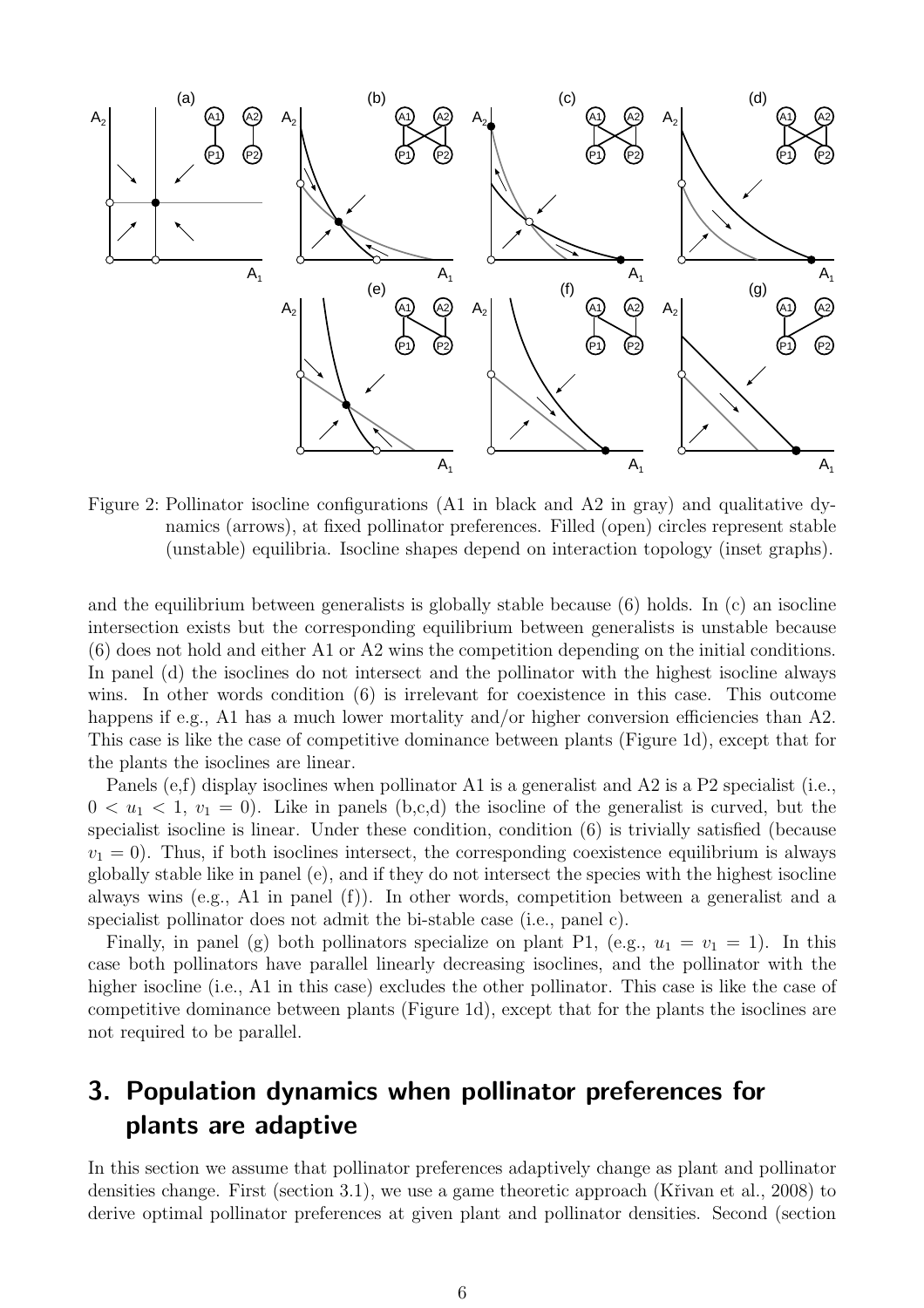Figure 2: Pollinator isocline configurations (A1 in black and A2 in gray) and qualitative dynamics (arrows), at fixed pollinator preferences. Filled (open) circles represent stable (unstable) equilibria. Isocline shapes depend on interaction topology (inset graphs).

and the equilibrium between generalists is globally stable because (6) holds. In (c) an isocline intersection exists but the corresponding equilibrium between generalists is unstable because (6) does not hold and either A1 or A2 wins the competition depending on the initial conditions. In panel (d) the isoclines do not intersect and the pollinator with the highest isocline always wins. In other words condition (6) is irrelevant for coexistence in this case. This outcome happens if e.g., A1 has a much lower mortality and/or higher conversion efficiencies than A2. This case is like the case of competitive dominance between plants (Figure 1d), except that for the plants the isoclines are linear.

Panels (e,f) display isoclines when pollinator A1 is a generalist and A2 is a P2 specialist (i.e., $0 < u_1 < 1$, $v_1 = 0$). Like in panels (b,c,d) the isocline of the generalist is curved, but the specialist isocline is linear. Under these condition, condition (6) is trivially satisfied (because $v_1 = 0$). Thus, if both isoclines intersect, the corresponding coexistence equilibrium is always globally stable like in panel (e), and if they do not intersect the species with the highest isocline always wins (e.g., A1 in panel (f)). In other words, competition between a generalist and a specialist pollinator does not admit the bi-stable case (i.e., panel c).

Finally, in panel (g) both pollinators specialize on plant P1, (e.g., $u_1 = v_1 = 1$). In this case both pollinators have parallel linearly decreasing isoclines, and the pollinator with the higher isocline (i.e., A1 in this case) excludes the other pollinator. This case is like the case of competitive dominance between plants (Figure 1d), except that for the plants the isoclines are not required to be parallel.

## 3. Population dynamics when pollinator preferences for plants are adaptive

In this section we assume that pollinator preferences adaptively change as plant and pollinator densities change. First (section 3.1), we use a game theoretic approach (Křivan et al., 2008) to derive optimal pollinator preferences at given plant and pollinator densities. Second (section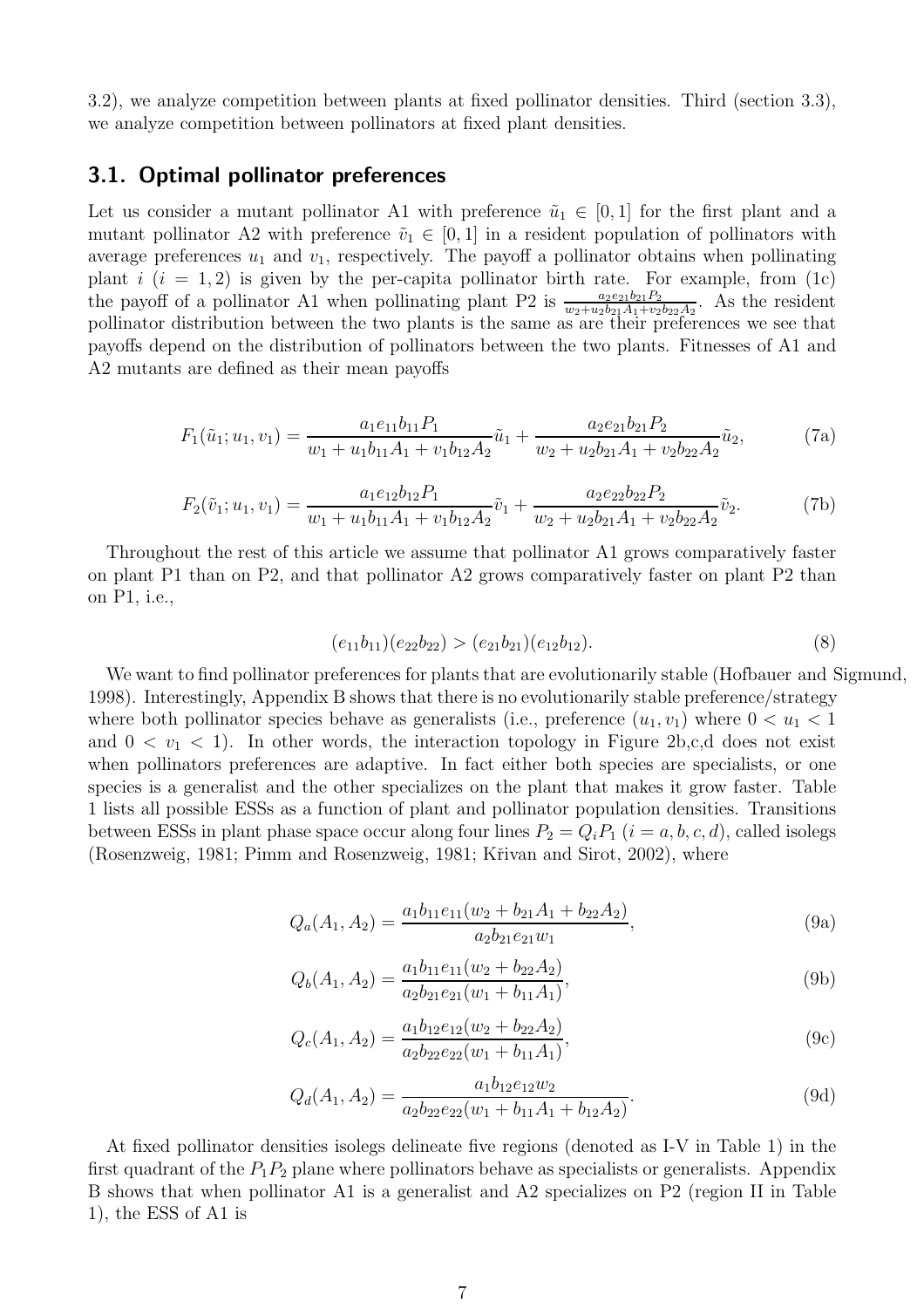3.2), we analyze competition between plants at fixed pollinator densities. Third (section 3.3), we analyze competition between pollinators at fixed plant densities.

## 3.1. Optimal pollinator preferences

Let us consider a mutant pollinator A1 with preference $\tilde{u}_1 \in [0,1]$ for the first plant and a mutant pollinator A2 with preference $\tilde{v}_1 \in [0,1]$ in a resident population of pollinators with average preferences $u_1$ and $v_1$, respectively. The payoff a pollinator obtains when pollinating plant $i$ ($i = 1,2$) is given by the per-capita pollinator birth rate. For example, from (1c) the payoff of a pollinator A1 when pollinating plant P2 is $\frac{a_2 e_{21} b_{21} P_2}{w_2 + u_2 b_{21} A_1 + v_2 b_{22} A_2}$. As the resident pollinator distribution between the two plants is the same as are their preferences we see that payoffs depend on the distribution of pollinators between the two plants. Fitnesses of A1 and A2 mutants are defined as their mean payoffs

$$F_1(\tilde{u}_1; u_1, v_1) = \frac{a_1 e_{11} b_{11} P_1}{w_1 + u_1 b_{11} A_1 + v_1 b_{12} A_2} \tilde{u}_1 + \frac{a_2 e_{21} b_{21} P_2}{w_2 + u_2 b_{21} A_1 + v_2 b_{22} A_2} \tilde{u}_2, \tag{7a}$$

$$F_2(\tilde{v}_1; u_1, v_1) = \frac{a_1 e_{12} b_{12} P_1}{w_1 + u_1 b_{11} A_1 + v_1 b_{12} A_2} \tilde{v}_1 + \frac{a_2 e_{22} b_{22} P_2}{w_2 + u_2 b_{21} A_1 + v_2 b_{22} A_2} \tilde{v}_2. \tag{7b}$$

Throughout the rest of this article we assume that pollinator A1 grows comparatively faster on plant P1 than on P2, and that pollinator A2 grows comparatively faster on plant P2 than on P1, i.e.,

$$(e_{11} b_{11})(e_{22} b_{22}) > (e_{21} b_{21})(e_{12} b_{12}). \tag{8}$$

We want to find pollinator preferences for plants that are evolutionarily stable (Hofbauer and Sigmund, 1998). Interestingly, Appendix B shows that there is no evolutionarily stable preference/strategy where both pollinator species behave as generalists (i.e., preference $(u_1, v_1)$ where $0 < u_1 < 1$ and $0 < v_1 < 1$). In other words, the interaction topology in Figure 2b,c,d does not exist when pollinators preferences are adaptive. In fact either both species are specialists, or one species is a generalist and the other specializes on the plant that makes it grow faster. Table 1 lists all possible ESSs as a function of plant and pollinator population densities. Transitions between ESSs in plant phase space occur along four lines $P_2 = Q_i P_1$ ($i = a, b, c, d$), called isolegs (Rosenzweig, 1981; Pimm and Rosenzweig, 1981; Křivan and Sirot, 2002), where

$$Q_a(A_1, A_2) = \frac{a_1 b_{11} e_{11} (w_2 + b_{21} A_1 + b_{22} A_2)}{a_2 b_{21} e_{21} w_1}, \tag{9a}$$

$$Q_b(A_1, A_2) = \frac{a_1 b_{11} e_{11} (w_2 + b_{22} A_2)}{a_2 b_{21} e_{21} (w_1 + b_{11} A_1)}, \tag{9b}$$

$$Q_c(A_1, A_2) = \frac{a_1 b_{12} e_{12} (w_2 + b_{22} A_2)}{a_2 b_{22} e_{22} (w_1 + b_{11} A_1)}, \tag{9c}$$

$$Q_d(A_1, A_2) = \frac{a_1 b_{12} e_{12} w_2}{a_2 b_{22} e_{22} (w_1 + b_{11} A_1 + b_{12} A_2)}. \tag{9d}$$

At fixed pollinator densities isolegs delineate five regions (denoted as I-V in Table 1) in the first quadrant of the $P_1 P_2$ plane where pollinators behave as specialists or generalists. Appendix B shows that when pollinator A1 is a generalist and A2 specializes on P2 (region II in Table 1), the ESS of A1 is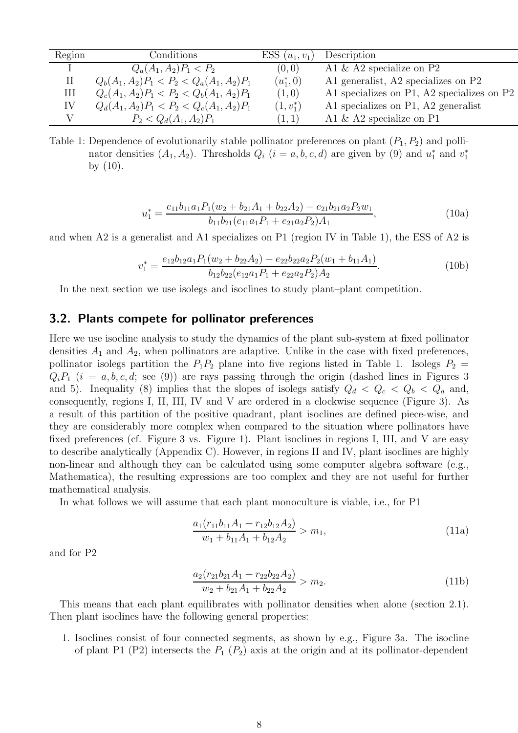| Region | Conditions | ESS $(u_1, v_1)$ | Description |
|---|---|---|---|
| I | $Q_a(A_1, A_2)P_1 < P_2$ | $(0, 0)$ | A1 & A2 specialize on P2 |
| II | $Q_b(A_1, A_2)P_1 < P_2 < Q_a(A_1, A_2)P_1$ | $(u_1^*, 0)$ | A1 generalist, A2 specializes on P2 |
| III | $Q_c(A_1, A_2)P_1 < P_2 < Q_b(A_1, A_2)P_1$ | $(1, 0)$ | A1 specializes on P1, A2 specializes on P2 |
| IV | $Q_d(A_1, A_2)P_1 < P_2 < Q_c(A_1, A_2)P_1$ | $(1, v_1^*)$ | A1 specializes on P1, A2 generalist |
| V | $P_2 < Q_d(A_1, A_2)P_1$ | $(1, 1)$ | A1 & A2 specialize on P1 |

Table 1: Dependence of evolutionarily stable pollinator preferences on plant $(P_1, P_2)$ and pollinator densities $(A_1, A_2)$. Thresholds $Q_i$ $(i = a, b, c, d)$ are given by (9) and $u_1^*$ and $v_1^*$ by (10).

$$u_1^* = \frac{e_{11}b_{11}a_1P_1(w_2 + b_{21}A_1 + b_{22}A_2) - e_{21}b_{21}a_2P_2w_1}{b_{11}b_{21}(e_{11}a_1P_1 + e_{21}a_2P_2)A_1}, \tag{10a}$$

and when A2 is a generalist and A1 specializes on P1 (region IV in Table 1), the ESS of A2 is

$$v_1^* = \frac{e_{12}b_{12}a_1P_1(w_2 + b_{22}A_2) - e_{22}b_{22}a_2P_2(w_1 + b_{11}A_1)}{b_{12}b_{22}(e_{12}a_1P_1 + e_{22}a_2P_2)A_2}. \tag{10b}$$

In the next section we use isolegs and isoclines to study plant–plant competition.

## 3.2. Plants compete for pollinator preferences

Here we use isocline analysis to study the dynamics of the plant sub-system at fixed pollinator densities $A_1$ and $A_2$, when pollinators are adaptive. Unlike in the case with fixed preferences, pollinator isolegs partition the $P_1P_2$ plane into five regions listed in Table 1. Isolegs $P_2 = Q_iP_1$ $(i = a, b, c, d$; see (9)) are rays passing through the origin (dashed lines in Figures 3 and 5). Inequality (8) implies that the slopes of isolegs satisfy $Q_d < Q_c < Q_b < Q_a$ and, consequently, regions I, II, III, IV and V are ordered in a clockwise sequence (Figure 3). As a result of this partition of the positive quadrant, plant isoclines are defined piece-wise, and they are considerably more complex when compared to the situation where pollinators have fixed preferences (cf. Figure 3 vs. Figure 1). Plant isoclines in regions I, III, and V are easy to describe analytically (Appendix C). However, in regions II and IV, plant isoclines are highly non-linear and although they can be calculated using some computer algebra software (e.g., Mathematica), the resulting expressions are too complex and they are not useful for further mathematical analysis.

In what follows we will assume that each plant monoculture is viable, i.e., for P1

$$\frac{a_1(r_{11}b_{11}A_1 + r_{12}b_{12}A_2)}{w_1 + b_{11}A_1 + b_{12}A_2} > m_1, \tag{11a}$$

and for P2

$$\frac{a_2(r_{21}b_{21}A_1 + r_{22}b_{22}A_2)}{w_2 + b_{21}A_1 + b_{22}A_2} > m_2. \tag{11b}$$

This means that each plant equilibrates with pollinator densities when alone (section 2.1). Then plant isoclines have the following general properties:

1. Isoclines consist of four connected segments, as shown by e.g., Figure 3a. The isocline of plant P1 (P2) intersects the $P_1$ ($P_2$) axis at the origin and at its pollinator-dependent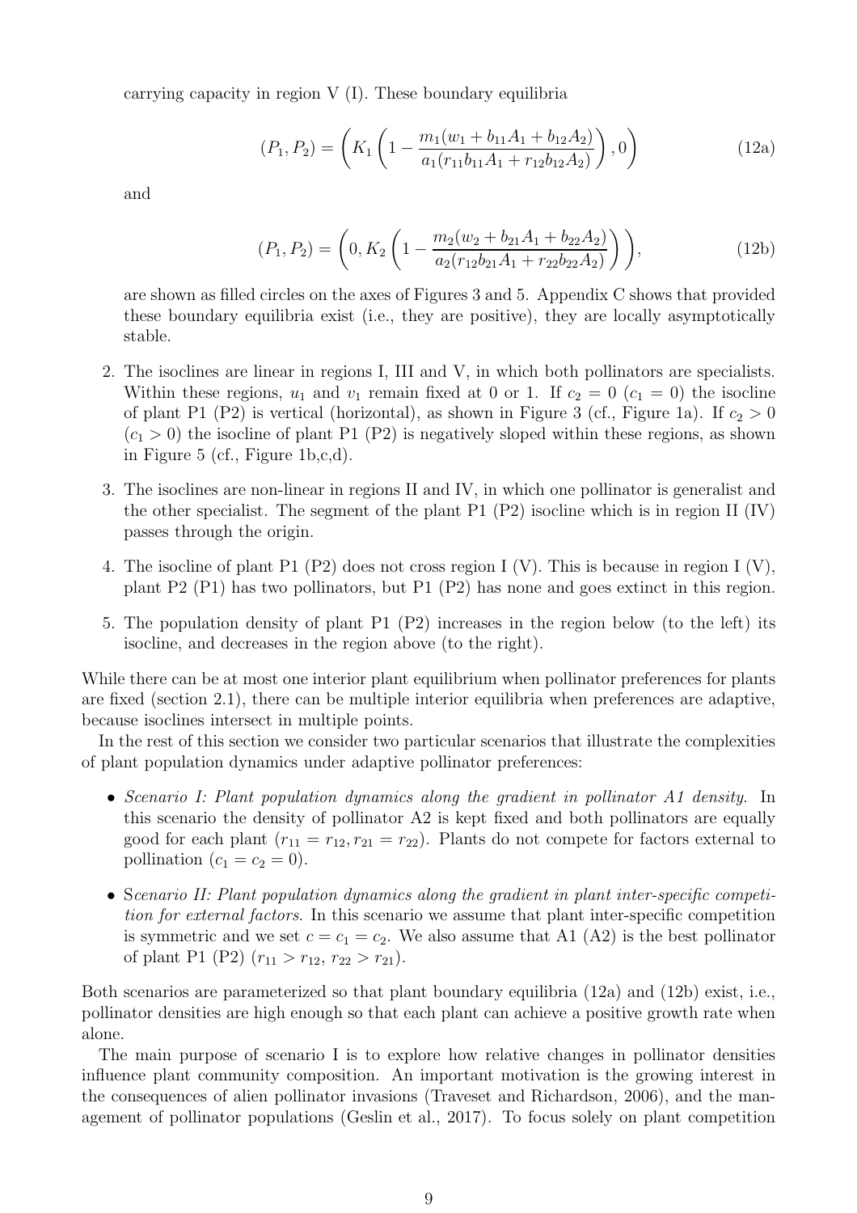carrying capacity in region V (I). These boundary equilibria

$$(P_1, P_2) = \left( K_1 \left( 1 - \frac{m_1(w_1 + b_{11}A_1 + b_{12}A_2)}{a_1(r_{11}b_{11}A_1 + r_{12}b_{12}A_2)} \right), 0 \right) \tag{12a}$$

and

$$(P_1, P_2) = \left( 0, K_2 \left( 1 - \frac{m_2(w_2 + b_{21}A_1 + b_{22}A_2)}{a_2(r_{12}b_{21}A_1 + r_{22}b_{22}A_2)} \right) \right), \tag{12b}$$

are shown as filled circles on the axes of Figures 3 and 5. Appendix C shows that provided these boundary equilibria exist (i.e., they are positive), they are locally asymptotically stable.

2. The isoclines are linear in regions I, III and V, in which both pollinators are specialists. Within these regions, $u_1$ and $v_1$ remain fixed at 0 or 1. If $c_2 = 0$ ($c_1 = 0$) the isocline of plant P1 (P2) is vertical (horizontal), as shown in Figure 3 (cf., Figure 1a). If $c_2 > 0$ ($c_1 > 0$) the isocline of plant P1 (P2) is negatively sloped within these regions, as shown in Figure 5 (cf., Figure 1b,c,d).
3. The isoclines are non-linear in regions II and IV, in which one pollinator is generalist and the other specialist. The segment of the plant P1 (P2) isocline which is in region II (IV) passes through the origin.
4. The isocline of plant P1 (P2) does not cross region I (V). This is because in region I (V), plant P2 (P1) has two pollinators, but P1 (P2) has none and goes extinct in this region.
5. The population density of plant P1 (P2) increases in the region below (to the left) its isocline, and decreases in the region above (to the right).

While there can be at most one interior plant equilibrium when pollinator preferences for plants are fixed (section 2.1), there can be multiple interior equilibria when preferences are adaptive, because isoclines intersect in multiple points.

In the rest of this section we consider two particular scenarios that illustrate the complexities of plant population dynamics under adaptive pollinator preferences:

- *Scenario I: Plant population dynamics along the gradient in pollinator A1 density*. In this scenario the density of pollinator A2 is kept fixed and both pollinators are equally good for each plant ($r_{11} = r_{12}, r_{21} = r_{22}$). Plants do not compete for factors external to pollination ($c_1 = c_2 = 0$).
- S*cenario II: Plant population dynamics along the gradient in plant inter-specific competition for external factors*. In this scenario we assume that plant inter-specific competition is symmetric and we set $c = c_1 = c_2$. We also assume that A1 (A2) is the best pollinator of plant P1 (P2) ($r_{11} > r_{12}$, $r_{22} > r_{21}$).

Both scenarios are parameterized so that plant boundary equilibria (12a) and (12b) exist, i.e., pollinator densities are high enough so that each plant can achieve a positive growth rate when alone.

The main purpose of scenario I is to explore how relative changes in pollinator densities influence plant community composition. An important motivation is the growing interest in the consequences of alien pollinator invasions (Traveset and Richardson, 2006), and the management of pollinator populations (Geslin et al., 2017). To focus solely on plant competition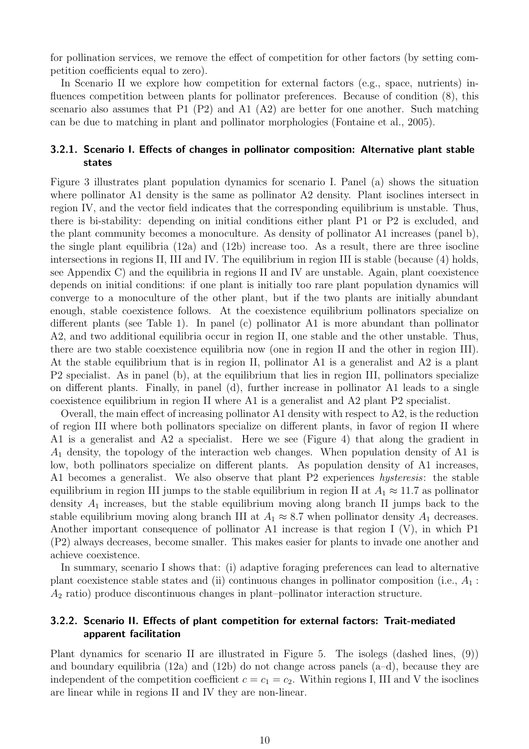for pollination services, we remove the effect of competition for other factors (by setting competition coefficients equal to zero).

In Scenario II we explore how competition for external factors (e.g., space, nutrients) influences competition between plants for pollinator preferences. Because of condition (8), this scenario also assumes that P1 (P2) and A1 (A2) are better for one another. Such matching can be due to matching in plant and pollinator morphologies (Fontaine et al., 2005).

### 3.2.1. Scenario I. Effects of changes in pollinator composition: Alternative plant stable states

Figure 3 illustrates plant population dynamics for scenario I. Panel (a) shows the situation where pollinator A1 density is the same as pollinator A2 density. Plant isoclines intersect in region IV, and the vector field indicates that the corresponding equilibrium is unstable. Thus, there is bi-stability: depending on initial conditions either plant P1 or P2 is excluded, and the plant community becomes a monoculture. As density of pollinator A1 increases (panel b), the single plant equilibria (12a) and (12b) increase too. As a result, there are three isocline intersections in regions II, III and IV. The equilibrium in region III is stable (because (4) holds, see Appendix C) and the equilibria in regions II and IV are unstable. Again, plant coexistence depends on initial conditions: if one plant is initially too rare plant population dynamics will converge to a monoculture of the other plant, but if the two plants are initially abundant enough, stable coexistence follows. At the coexistence equilibrium pollinators specialize on different plants (see Table 1). In panel (c) pollinator A1 is more abundant than pollinator A2, and two additional equilibria occur in region II, one stable and the other unstable. Thus, there are two stable coexistence equilibria now (one in region II and the other in region III). At the stable equilibrium that is in region II, pollinator A1 is a generalist and A2 is a plant P2 specialist. As in panel (b), at the equilibrium that lies in region III, pollinators specialize on different plants. Finally, in panel (d), further increase in pollinator A1 leads to a single coexistence equilibrium in region II where A1 is a generalist and A2 plant P2 specialist.

Overall, the main effect of increasing pollinator A1 density with respect to A2, is the reduction of region III where both pollinators specialize on different plants, in favor of region II where A1 is a generalist and A2 a specialist. Here we see (Figure 4) that along the gradient in $A_1$ density, the topology of the interaction web changes. When population density of A1 is low, both pollinators specialize on different plants. As population density of A1 increases, A1 becomes a generalist. We also observe that plant P2 experiences *hysteresis*: the stable equilibrium in region III jumps to the stable equilibrium in region II at $A_1 \approx 11.7$ as pollinator density $A_1$ increases, but the stable equilibrium moving along branch II jumps back to the stable equilibrium moving along branch III at $A_1 \approx 8.7$ when pollinator density $A_1$ decreases. Another important consequence of pollinator A1 increase is that region I (V), in which P1 (P2) always decreases, become smaller. This makes easier for plants to invade one another and achieve coexistence.

In summary, scenario I shows that: (i) adaptive foraging preferences can lead to alternative plant coexistence stable states and (ii) continuous changes in pollinator composition (i.e., $A_1 : A_2$ ratio) produce discontinuous changes in plant–pollinator interaction structure.

### 3.2.2. Scenario II. Effects of plant competition for external factors: Trait-mediated apparent facilitation

Plant dynamics for scenario II are illustrated in Figure 5. The isolegs (dashed lines, (9)) and boundary equilibria (12a) and (12b) do not change across panels (a–d), because they are independent of the competition coefficient $c = c_1 = c_2$. Within regions I, III and V the isoclines are linear while in regions II and IV they are non-linear.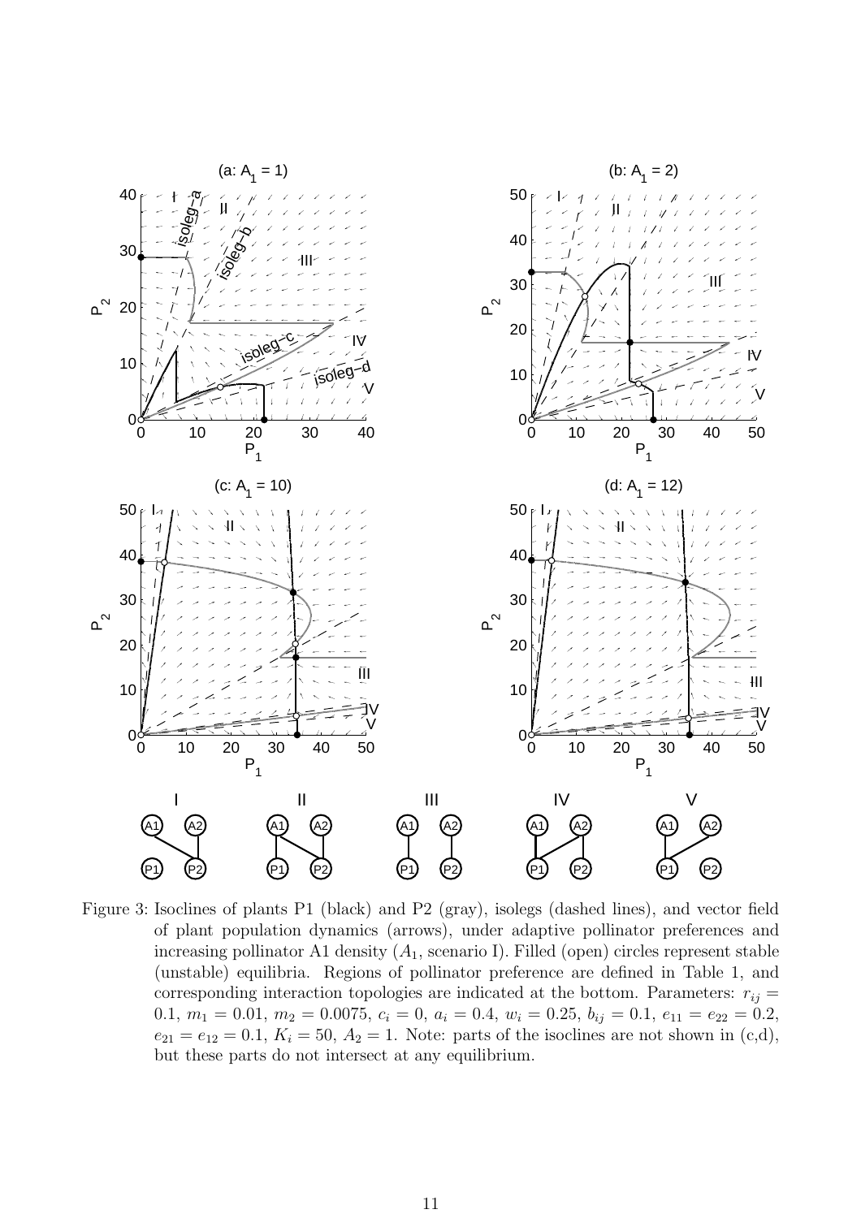Figure 3: Isoclines of plants P1 (black) and P2 (gray), isolegs (dashed lines), and vector field of plant population dynamics (arrows), under adaptive pollinator preferences and increasing pollinator A1 density ($A_1$, scenario I). Filled (open) circles represent stable (unstable) equilibria. Regions of pollinator preference are defined in Table 1, and corresponding interaction topologies are indicated at the bottom. Parameters: $r_{ij} = 0.1$, $m_1 = 0.01$, $m_2 = 0.0075$, $c_i = 0$, $a_i = 0.4$, $w_i = 0.25$, $b_{ij} = 0.1$, $e_{11} = e_{22} = 0.2$, $e_{21} = e_{12} = 0.1$, $K_i = 50$, $A_2 = 1$. Note: parts of the isoclines are not shown in (c,d), but these parts do not intersect at any equilibrium.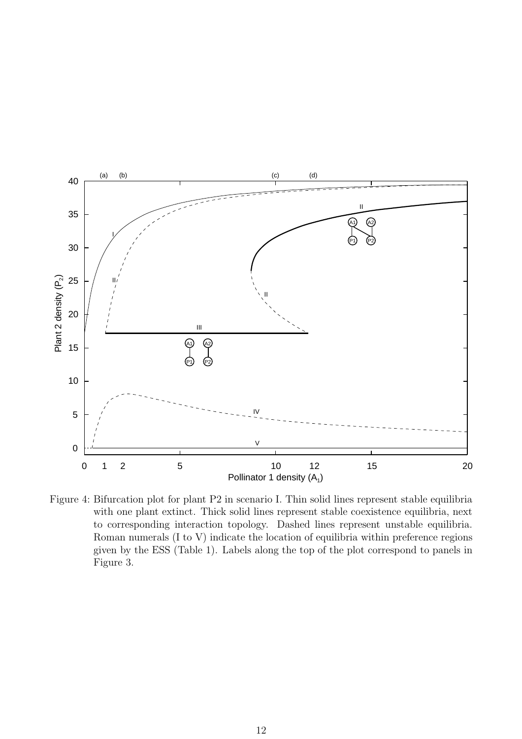Figure 4: Bifurcation plot for plant P2 in scenario I. Thin solid lines represent stable equilibria with one plant extinct. Thick solid lines represent stable coexistence equilibria, next to corresponding interaction topology. Dashed lines represent unstable equilibria. Roman numerals (I to V) indicate the location of equilibria within preference regions given by the ESS (Table 1). Labels along the top of the plot correspond to panels in Figure 3.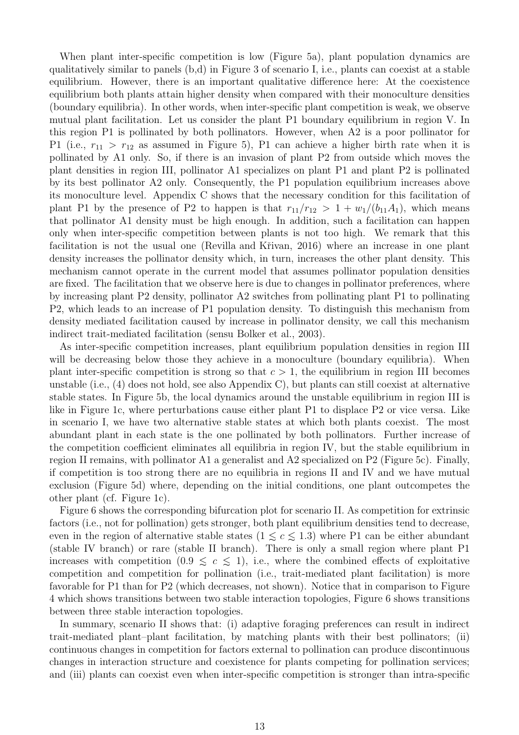When plant inter-specific competition is low (Figure 5a), plant population dynamics are qualitatively similar to panels (b,d) in Figure 3 of scenario I, i.e., plants can coexist at a stable equilibrium. However, there is an important qualitative difference here: At the coexistence equilibrium both plants attain higher density when compared with their monoculture densities (boundary equilibria). In other words, when inter-specific plant competition is weak, we observe mutual plant facilitation. Let us consider the plant P1 boundary equilibrium in region V. In this region P1 is pollinated by both pollinators. However, when A2 is a poor pollinator for P1 (i.e., $r_{11} > r_{12}$ as assumed in Figure 5), P1 can achieve a higher birth rate when it is pollinated by A1 only. So, if there is an invasion of plant P2 from outside which moves the plant densities in region III, pollinator A1 specializes on plant P1 and plant P2 is pollinated by its best pollinator A2 only. Consequently, the P1 population equilibrium increases above its monoculture level. Appendix C shows that the necessary condition for this facilitation of plant P1 by the presence of P2 to happen is that $r_{11}/r_{12} > 1 + w_1/(b_{11}A_1)$, which means that pollinator A1 density must be high enough. In addition, such a facilitation can happen only when inter-specific competition between plants is not too high. We remark that this facilitation is not the usual one (Revilla and Křivan, 2016) where an increase in one plant density increases the pollinator density which, in turn, increases the other plant density. This mechanism cannot operate in the current model that assumes pollinator population densities are fixed. The facilitation that we observe here is due to changes in pollinator preferences, where by increasing plant P2 density, pollinator A2 switches from pollinating plant P1 to pollinating P2, which leads to an increase of P1 population density. To distinguish this mechanism from density mediated facilitation caused by increase in pollinator density, we call this mechanism indirect trait-mediated facilitation (sensu Bolker et al., 2003).

As inter-specific competition increases, plant equilibrium population densities in region III will be decreasing below those they achieve in a monoculture (boundary equilibria). When plant inter-specific competition is strong so that $c > 1$, the equilibrium in region III becomes unstable (i.e., (4) does not hold, see also Appendix C), but plants can still coexist at alternative stable states. In Figure 5b, the local dynamics around the unstable equilibrium in region III is like in Figure 1c, where perturbations cause either plant P1 to displace P2 or vice versa. Like in scenario I, we have two alternative stable states at which both plants coexist. The most abundant plant in each state is the one pollinated by both pollinators. Further increase of the competition coefficient eliminates all equilibria in region IV, but the stable equilibrium in region II remains, with pollinator A1 a generalist and A2 specialized on P2 (Figure 5c). Finally, if competition is too strong there are no equilibria in regions II and IV and we have mutual exclusion (Figure 5d) where, depending on the initial conditions, one plant outcompetes the other plant (cf. Figure 1c).

Figure 6 shows the corresponding bifurcation plot for scenario II. As competition for extrinsic factors (i.e., not for pollination) gets stronger, both plant equilibrium densities tend to decrease, even in the region of alternative stable states ($1 \lesssim c \lesssim 1.3$) where P1 can be either abundant (stable IV branch) or rare (stable II branch). There is only a small region where plant P1 increases with competition ($0.9 \lesssim c \lesssim 1$), i.e., where the combined effects of exploitative competition and competition for pollination (i.e., trait-mediated plant facilitation) is more favorable for P1 than for P2 (which decreases, not shown). Notice that in comparison to Figure 4 which shows transitions between two stable interaction topologies, Figure 6 shows transitions between three stable interaction topologies.

In summary, scenario II shows that: (i) adaptive foraging preferences can result in indirect trait-mediated plant–plant facilitation, by matching plants with their best pollinators; (ii) continuous changes in competition for factors external to pollination can produce discontinuous changes in interaction structure and coexistence for plants competing for pollination services; and (iii) plants can coexist even when inter-specific competition is stronger than intra-specific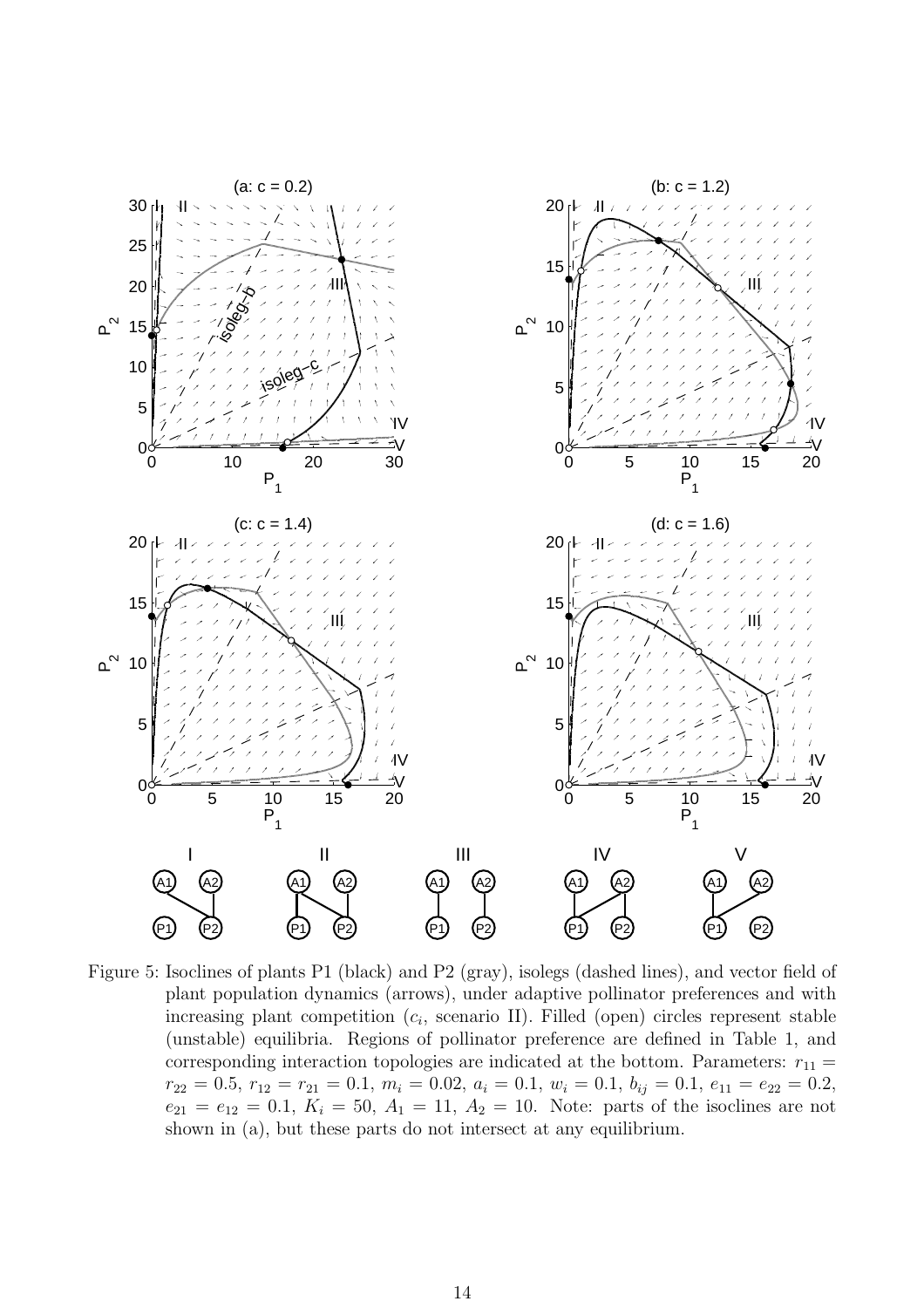Figure 5: Isoclines of plants P1 (black) and P2 (gray), isolegs (dashed lines), and vector field of plant population dynamics (arrows), under adaptive pollinator preferences and with increasing plant competition ($c_i$, scenario II). Filled (open) circles represent stable (unstable) equilibria. Regions of pollinator preference are defined in Table 1, and corresponding interaction topologies are indicated at the bottom. Parameters: $r_{11} = r_{22} = 0.5$, $r_{12} = r_{21} = 0.1$, $m_i = 0.02$, $a_i = 0.1$, $w_i = 0.1$, $b_{ij} = 0.1$, $e_{11} = e_{22} = 0.2$, $e_{21} = e_{12} = 0.1$, $K_i = 50$, $A_1 = 11$, $A_2 = 10$. Note: parts of the isoclines are not shown in (a), but these parts do not intersect at any equilibrium.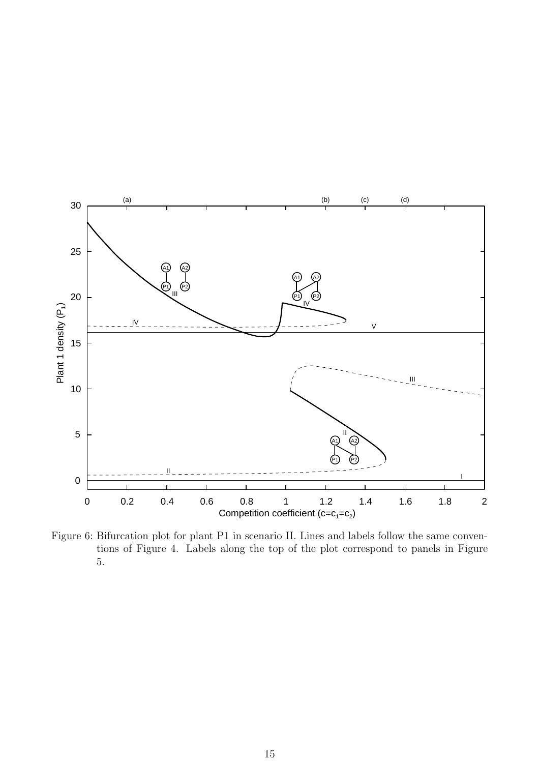Figure 6: Bifurcation plot for plant P1 in scenario II. Lines and labels follow the same conventions of Figure 4. Labels along the top of the plot correspond to panels in Figure 5.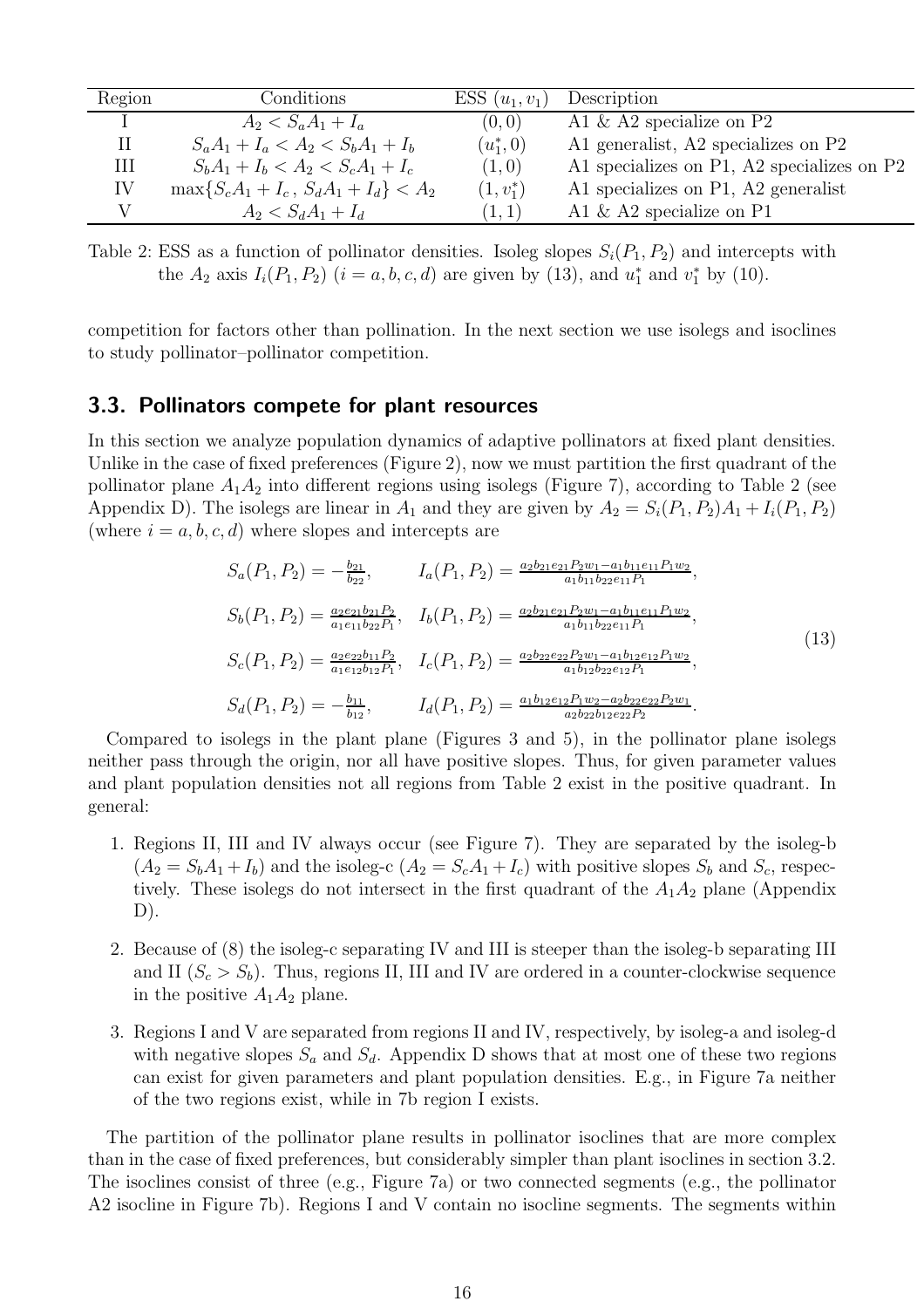| Region | Conditions | ESS $(u_1, v_1)$ | Description |
| --- | --- | --- | --- |
| I | $A_2 < S_a A_1 + I_a$ | $(0, 0)$ | A1 & A2 specialize on P2 |
| II | $S_a A_1 + I_a < A_2 < S_b A_1 + I_b$ | $(u_1^*, 0)$ | A1 generalist, A2 specializes on P2 |
| III | $S_b A_1 + I_b < A_2 < S_c A_1 + I_c$ | $(1, 0)$ | A1 specializes on P1, A2 specializes on P2 |
| IV | $\max\{S_c A_1 + I_c\,,\, S_d A_1 + I_d\} < A_2$ | $(1, v_1^*)$ | A1 specializes on P1, A2 generalist |
| V | $A_2 < S_d A_1 + I_d$ | $(1, 1)$ | A1 & A2 specialize on P1 |

Table 2: ESS as a function of pollinator densities. Isoleg slopes $S_i(P_1, P_2)$ and intercepts with the $A_2$ axis $I_i(P_1, P_2)$ $(i = a, b, c, d)$ are given by (13), and $u_1^*$ and $v_1^*$ by (10).

competition for factors other than pollination. In the next section we use isolegs and isoclines to study pollinator–pollinator competition.

### 3.3. Pollinators compete for plant resources

In this section we analyze population dynamics of adaptive pollinators at fixed plant densities. Unlike in the case of fixed preferences (Figure 2), now we must partition the first quadrant of the pollinator plane $A_1A_2$ into different regions using isolegs (Figure 7), according to Table 2 (see Appendix D). The isolegs are linear in $A_1$ and they are given by $A_2 = S_i(P_1, P_2)A_1 + I_i(P_1, P_2)$ (where $i = a, b, c, d$) where slopes and intercepts are

$$
\begin{aligned}
S_a(P_1, P_2) &= -\frac{b_{21}}{b_{22}}, & I_a(P_1, P_2) &= \frac{a_2 b_{21} e_{21} P_2 w_1 - a_1 b_{11} e_{11} P_1 w_2}{a_1 b_{11} b_{22} e_{11} P_1},\\
S_b(P_1, P_2) &= \frac{a_2 e_{21} b_{21} P_2}{a_1 e_{11} b_{22} P_1}, & I_b(P_1, P_2) &= \frac{a_2 b_{21} e_{21} P_2 w_1 - a_1 b_{11} e_{11} P_1 w_2}{a_1 b_{11} b_{22} e_{11} P_1},\\
S_c(P_1, P_2) &= \frac{a_2 e_{22} b_{11} P_2}{a_1 e_{12} b_{12} P_1}, & I_c(P_1, P_2) &= \frac{a_2 b_{22} e_{22} P_2 w_1 - a_1 b_{12} e_{12} P_1 w_2}{a_1 b_{12} b_{22} e_{12} P_1},\\
S_d(P_1, P_2) &= -\frac{b_{11}}{b_{12}}, & I_d(P_1, P_2) &= \frac{a_1 b_{12} e_{12} P_1 w_2 - a_2 b_{22} e_{22} P_2 w_1}{a_2 b_{22} b_{12} e_{22} P_2}.
\end{aligned}
\tag{13}
$$

Compared to isolegs in the plant plane (Figures 3 and 5), in the pollinator plane isolegs neither pass through the origin, nor all have positive slopes. Thus, for given parameter values and plant population densities not all regions from Table 2 exist in the positive quadrant. In general:

1. Regions II, III and IV always occur (see Figure 7). They are separated by the isoleg-b ($A_2 = S_b A_1 + I_b$) and the isoleg-c ($A_2 = S_c A_1 + I_c$) with positive slopes $S_b$ and $S_c$, respectively. These isolegs do not intersect in the first quadrant of the $A_1A_2$ plane (Appendix D).
2. Because of (8) the isoleg-c separating IV and III is steeper than the isoleg-b separating III and II ($S_c > S_b$). Thus, regions II, III and IV are ordered in a counter-clockwise sequence in the positive $A_1A_2$ plane.
3. Regions I and V are separated from regions II and IV, respectively, by isoleg-a and isoleg-d with negative slopes $S_a$ and $S_d$. Appendix D shows that at most one of these two regions can exist for given parameters and plant population densities. E.g., in Figure 7a neither of the two regions exist, while in 7b region I exists.

The partition of the pollinator plane results in pollinator isoclines that are more complex than in the case of fixed preferences, but considerably simpler than plant isoclines in section 3.2. The isoclines consist of three (e.g., Figure 7a) or two connected segments (e.g., the pollinator A2 isocline in Figure 7b). Regions I and V contain no isocline segments. The segments within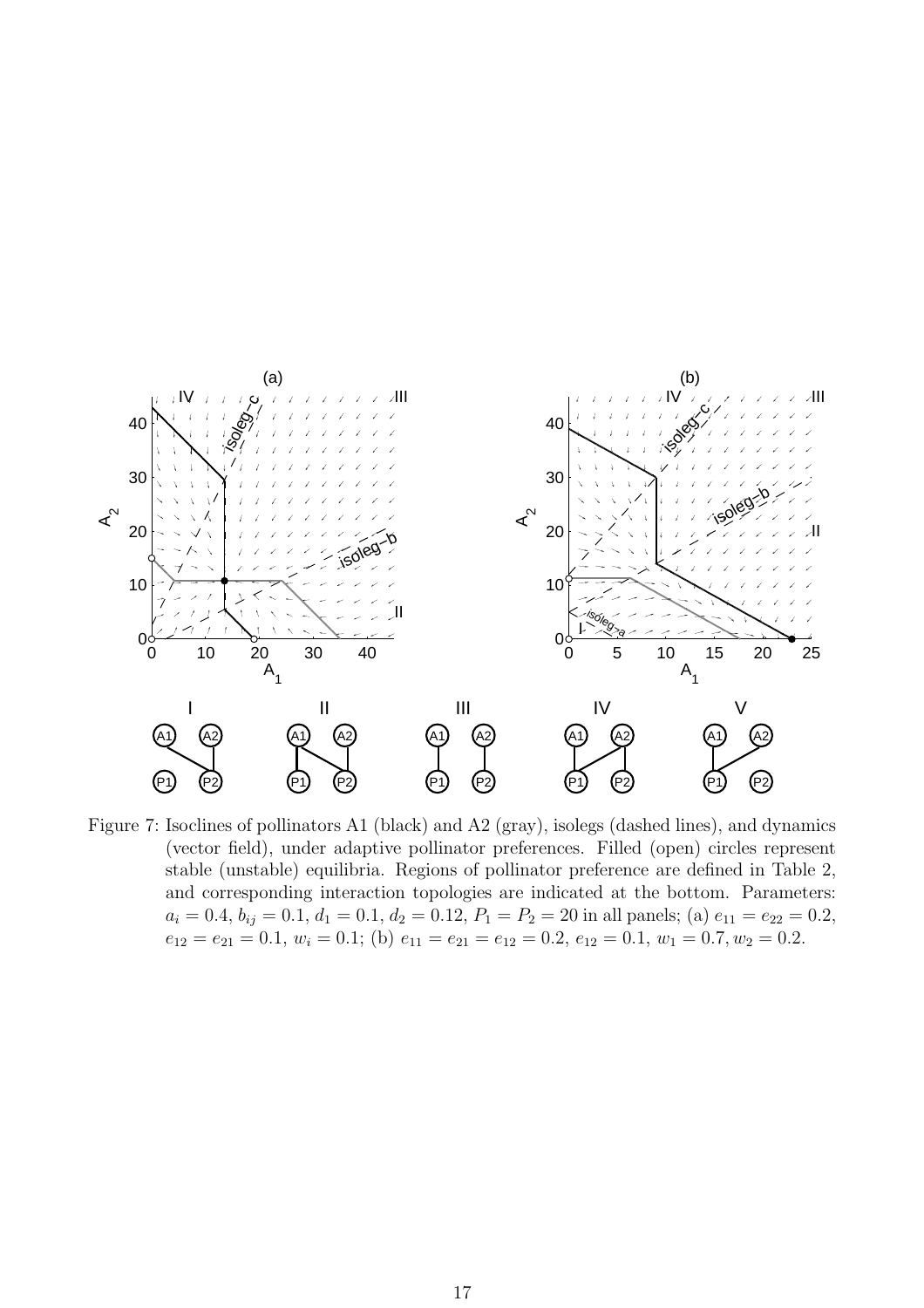Figure 7: Isoclines of pollinators A1 (black) and A2 (gray), isolegs (dashed lines), and dynamics (vector field), under adaptive pollinator preferences. Filled (open) circles represent stable (unstable) equilibria. Regions of pollinator preference are defined in Table 2, and corresponding interaction topologies are indicated at the bottom. Parameters: $a_i = 0.4$, $b_{ij} = 0.1$, $d_1 = 0.1$, $d_2 = 0.12$, $P_1 = P_2 = 20$ in all panels; (a) $e_{11} = e_{22} = 0.2$, $e_{12} = e_{21} = 0.1$, $w_i = 0.1$; (b) $e_{11} = e_{21} = e_{12} = 0.2$, $e_{12} = 0.1$, $w_1 = 0.7, w_2 = 0.2$.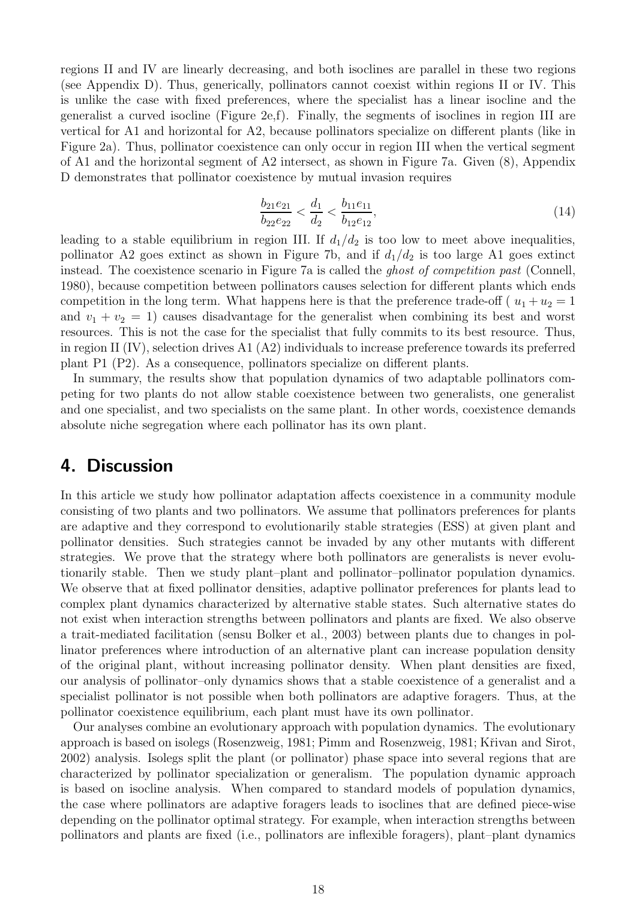regions II and IV are linearly decreasing, and both isoclines are parallel in these two regions (see Appendix D). Thus, generically, pollinators cannot coexist within regions II or IV. This is unlike the case with fixed preferences, where the specialist has a linear isocline and the generalist a curved isocline (Figure 2e,f). Finally, the segments of isoclines in region III are vertical for A1 and horizontal for A2, because pollinators specialize on different plants (like in Figure 2a). Thus, pollinator coexistence can only occur in region III when the vertical segment of A1 and the horizontal segment of A2 intersect, as shown in Figure 7a. Given (8), Appendix D demonstrates that pollinator coexistence by mutual invasion requires

$$\frac{b_{21}e_{21}}{b_{22}e_{22}} < \frac{d_1}{d_2} < \frac{b_{11}e_{11}}{b_{12}e_{12}}, \tag{14}$$

leading to a stable equilibrium in region III. If $d_1/d_2$ is too low to meet above inequalities, pollinator A2 goes extinct as shown in Figure 7b, and if $d_1/d_2$ is too large A1 goes extinct instead. The coexistence scenario in Figure 7a is called the *ghost of competition past* (Connell, 1980), because competition between pollinators causes selection for different plants which ends competition in the long term. What happens here is that the preference trade-off ( $u_1 + u_2 = 1$ and $v_1 + v_2 = 1$) causes disadvantage for the generalist when combining its best and worst resources. This is not the case for the specialist that fully commits to its best resource. Thus, in region II (IV), selection drives A1 (A2) individuals to increase preference towards its preferred plant P1 (P2). As a consequence, pollinators specialize on different plants.

In summary, the results show that population dynamics of two adaptable pollinators competing for two plants do not allow stable coexistence between two generalists, one generalist and one specialist, and two specialists on the same plant. In other words, coexistence demands absolute niche segregation where each pollinator has its own plant.

## 4. Discussion

In this article we study how pollinator adaptation affects coexistence in a community module consisting of two plants and two pollinators. We assume that pollinators preferences for plants are adaptive and they correspond to evolutionarily stable strategies (ESS) at given plant and pollinator densities. Such strategies cannot be invaded by any other mutants with different strategies. We prove that the strategy where both pollinators are generalists is never evolutionarily stable. Then we study plant–plant and pollinator–pollinator population dynamics. We observe that at fixed pollinator densities, adaptive pollinator preferences for plants lead to complex plant dynamics characterized by alternative stable states. Such alternative states do not exist when interaction strengths between pollinators and plants are fixed. We also observe a trait-mediated facilitation (sensu Bolker et al., 2003) between plants due to changes in pollinator preferences where introduction of an alternative plant can increase population density of the original plant, without increasing pollinator density. When plant densities are fixed, our analysis of pollinator–only dynamics shows that a stable coexistence of a generalist and a specialist pollinator is not possible when both pollinators are adaptive foragers. Thus, at the pollinator coexistence equilibrium, each plant must have its own pollinator.

Our analyses combine an evolutionary approach with population dynamics. The evolutionary approach is based on isolegs (Rosenzweig, 1981; Pimm and Rosenzweig, 1981; Křivan and Sirot, 2002) analysis. Isolegs split the plant (or pollinator) phase space into several regions that are characterized by pollinator specialization or generalism. The population dynamic approach is based on isocline analysis. When compared to standard models of population dynamics, the case where pollinators are adaptive foragers leads to isoclines that are defined piece-wise depending on the pollinator optimal strategy. For example, when interaction strengths between pollinators and plants are fixed (i.e., pollinators are inflexible foragers), plant–plant dynamics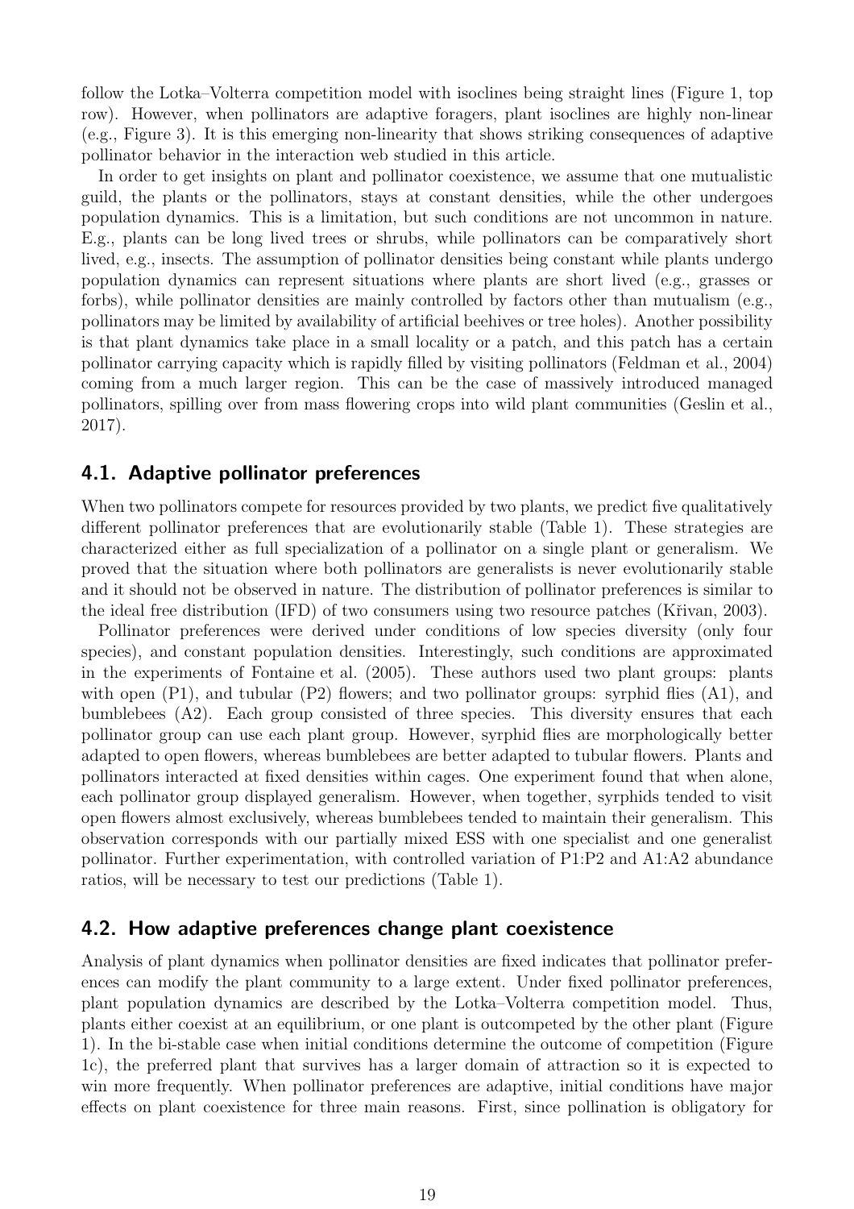follow the Lotka–Volterra competition model with isoclines being straight lines (Figure 1, top row). However, when pollinators are adaptive foragers, plant isoclines are highly non-linear (e.g., Figure 3). It is this emerging non-linearity that shows striking consequences of adaptive pollinator behavior in the interaction web studied in this article.

In order to get insights on plant and pollinator coexistence, we assume that one mutualistic guild, the plants or the pollinators, stays at constant densities, while the other undergoes population dynamics. This is a limitation, but such conditions are not uncommon in nature. E.g., plants can be long lived trees or shrubs, while pollinators can be comparatively short lived, e.g., insects. The assumption of pollinator densities being constant while plants undergo population dynamics can represent situations where plants are short lived (e.g., grasses or forbs), while pollinator densities are mainly controlled by factors other than mutualism (e.g., pollinators may be limited by availability of artificial beehives or tree holes). Another possibility is that plant dynamics take place in a small locality or a patch, and this patch has a certain pollinator carrying capacity which is rapidly filled by visiting pollinators (Feldman et al., 2004) coming from a much larger region. This can be the case of massively introduced managed pollinators, spilling over from mass flowering crops into wild plant communities (Geslin et al., 2017).

## 4.1. Adaptive pollinator preferences

When two pollinators compete for resources provided by two plants, we predict five qualitatively different pollinator preferences that are evolutionarily stable (Table 1). These strategies are characterized either as full specialization of a pollinator on a single plant or generalism. We proved that the situation where both pollinators are generalists is never evolutionarily stable and it should not be observed in nature. The distribution of pollinator preferences is similar to the ideal free distribution (IFD) of two consumers using two resource patches (Křivan, 2003).

Pollinator preferences were derived under conditions of low species diversity (only four species), and constant population densities. Interestingly, such conditions are approximated in the experiments of Fontaine et al. (2005). These authors used two plant groups: plants with open (P1), and tubular (P2) flowers; and two pollinator groups: syrphid flies (A1), and bumblebees (A2). Each group consisted of three species. This diversity ensures that each pollinator group can use each plant group. However, syrphid flies are morphologically better adapted to open flowers, whereas bumblebees are better adapted to tubular flowers. Plants and pollinators interacted at fixed densities within cages. One experiment found that when alone, each pollinator group displayed generalism. However, when together, syrphids tended to visit open flowers almost exclusively, whereas bumblebees tended to maintain their generalism. This observation corresponds with our partially mixed ESS with one specialist and one generalist pollinator. Further experimentation, with controlled variation of P1:P2 and A1:A2 abundance ratios, will be necessary to test our predictions (Table 1).

## 4.2. How adaptive preferences change plant coexistence

Analysis of plant dynamics when pollinator densities are fixed indicates that pollinator preferences can modify the plant community to a large extent. Under fixed pollinator preferences, plant population dynamics are described by the Lotka–Volterra competition model. Thus, plants either coexist at an equilibrium, or one plant is outcompeted by the other plant (Figure 1). In the bi-stable case when initial conditions determine the outcome of competition (Figure 1c), the preferred plant that survives has a larger domain of attraction so it is expected to win more frequently. When pollinator preferences are adaptive, initial conditions have major effects on plant coexistence for three main reasons. First, since pollination is obligatory for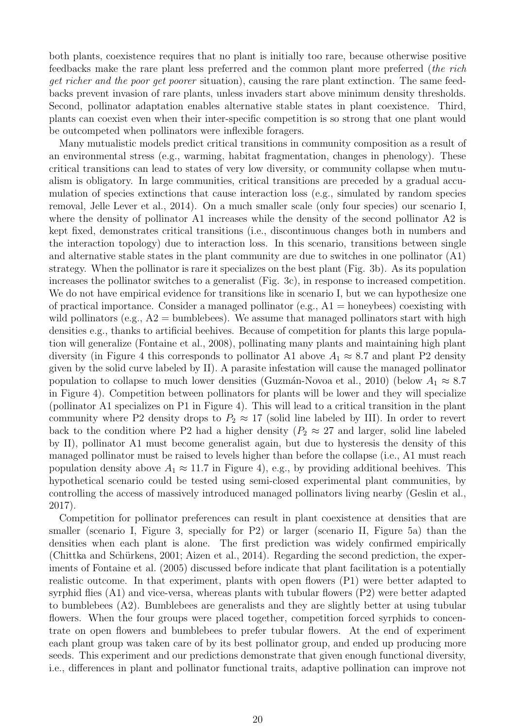both plants, coexistence requires that no plant is initially too rare, because otherwise positive feedbacks make the rare plant less preferred and the common plant more preferred (*the rich get richer and the poor get poorer* situation), causing the rare plant extinction. The same feedbacks prevent invasion of rare plants, unless invaders start above minimum density thresholds. Second, pollinator adaptation enables alternative stable states in plant coexistence. Third, plants can coexist even when their inter-specific competition is so strong that one plant would be outcompeted when pollinators were inflexible foragers.

Many mutualistic models predict critical transitions in community composition as a result of an environmental stress (e.g., warming, habitat fragmentation, changes in phenology). These critical transitions can lead to states of very low diversity, or community collapse when mutualism is obligatory. In large communities, critical transitions are preceded by a gradual accumulation of species extinctions that cause interaction loss (e.g., simulated by random species removal, Jelle Lever et al., 2014). On a much smaller scale (only four species) our scenario I, where the density of pollinator A1 increases while the density of the second pollinator A2 is kept fixed, demonstrates critical transitions (i.e., discontinuous changes both in numbers and the interaction topology) due to interaction loss. In this scenario, transitions between single and alternative stable states in the plant community are due to switches in one pollinator (A1) strategy. When the pollinator is rare it specializes on the best plant (Fig. 3b). As its population increases the pollinator switches to a generalist (Fig. 3c), in response to increased competition. We do not have empirical evidence for transitions like in scenario I, but we can hypothesize one of practical importance. Consider a managed pollinator (e.g., A1 = honeybees) coexisting with wild pollinators (e.g., A2 = bumblebees). We assume that managed pollinators start with high densities e.g., thanks to artificial beehives. Because of competition for plants this large population will generalize (Fontaine et al., 2008), pollinating many plants and maintaining high plant diversity (in Figure 4 this corresponds to pollinator A1 above $A_1 \approx 8.7$ and plant P2 density given by the solid curve labeled by II). A parasite infestation will cause the managed pollinator population to collapse to much lower densities (Guzmán-Novoa et al., 2010) (below $A_1 \approx 8.7$ in Figure 4). Competition between pollinators for plants will be lower and they will specialize (pollinator A1 specializes on P1 in Figure 4). This will lead to a critical transition in the plant community where P2 density drops to $P_2 \approx 17$ (solid line labeled by III). In order to revert back to the condition where P2 had a higher density ($P_2 \approx 27$ and larger, solid line labeled by II), pollinator A1 must become generalist again, but due to hysteresis the density of this managed pollinator must be raised to levels higher than before the collapse (i.e., A1 must reach population density above $A_1 \approx 11.7$ in Figure 4), e.g., by providing additional beehives. This hypothetical scenario could be tested using semi-closed experimental plant communities, by controlling the access of massively introduced managed pollinators living nearby (Geslin et al., 2017).

Competition for pollinator preferences can result in plant coexistence at densities that are smaller (scenario I, Figure 3, specially for P2) or larger (scenario II, Figure 5a) than the densities when each plant is alone. The first prediction was widely confirmed empirically (Chittka and Schürkens, 2001; Aizen et al., 2014). Regarding the second prediction, the experiments of Fontaine et al. (2005) discussed before indicate that plant facilitation is a potentially realistic outcome. In that experiment, plants with open flowers (P1) were better adapted to syrphid flies (A1) and vice-versa, whereas plants with tubular flowers (P2) were better adapted to bumblebees (A2). Bumblebees are generalists and they are slightly better at using tubular flowers. When the four groups were placed together, competition forced syrphids to concentrate on open flowers and bumblebees to prefer tubular flowers. At the end of experiment each plant group was taken care of by its best pollinator group, and ended up producing more seeds. This experiment and our predictions demonstrate that given enough functional diversity, i.e., differences in plant and pollinator functional traits, adaptive pollination can improve not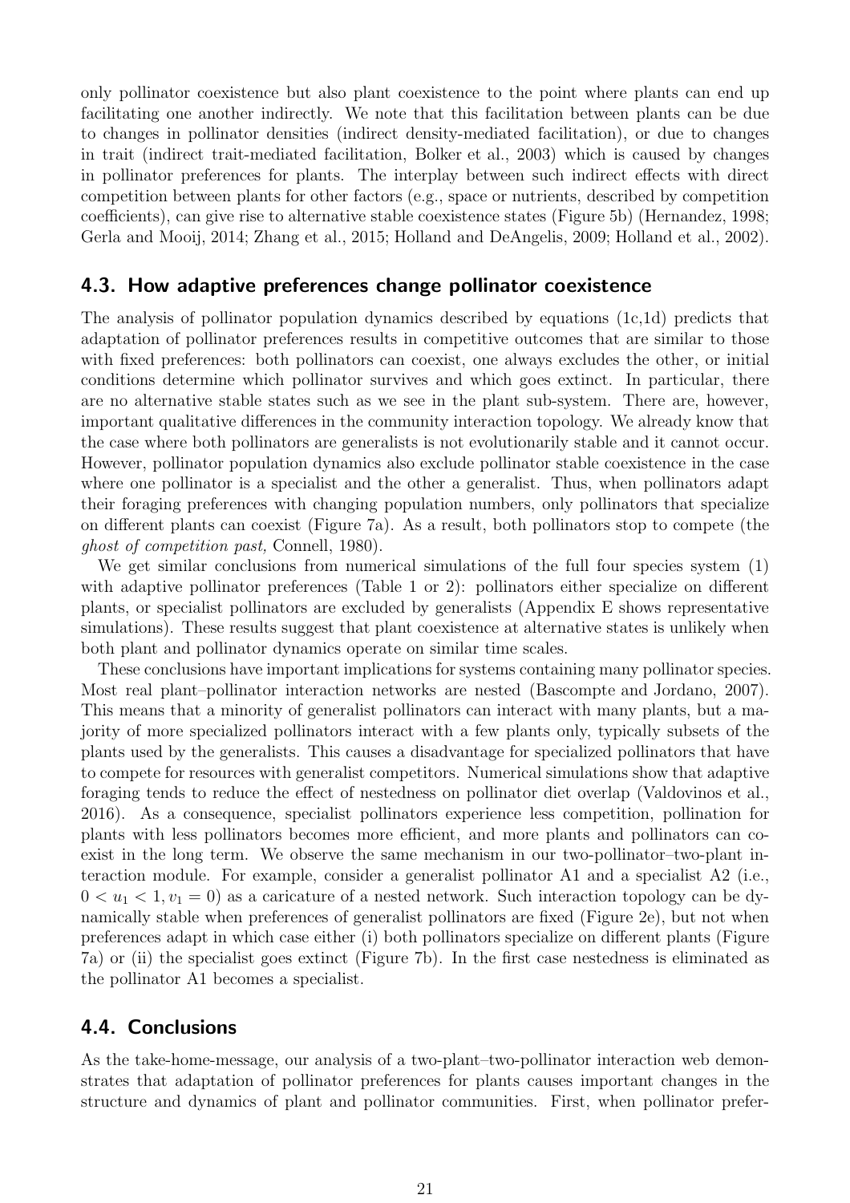only pollinator coexistence but also plant coexistence to the point where plants can end up facilitating one another indirectly. We note that this facilitation between plants can be due to changes in pollinator densities (indirect density-mediated facilitation), or due to changes in trait (indirect trait-mediated facilitation, Bolker et al., 2003) which is caused by changes in pollinator preferences for plants. The interplay between such indirect effects with direct competition between plants for other factors (e.g., space or nutrients, described by competition coefficients), can give rise to alternative stable coexistence states (Figure 5b) (Hernandez, 1998; Gerla and Mooij, 2014; Zhang et al., 2015; Holland and DeAngelis, 2009; Holland et al., 2002).

## 4.3. How adaptive preferences change pollinator coexistence

The analysis of pollinator population dynamics described by equations (1c,1d) predicts that adaptation of pollinator preferences results in competitive outcomes that are similar to those with fixed preferences: both pollinators can coexist, one always excludes the other, or initial conditions determine which pollinator survives and which goes extinct. In particular, there are no alternative stable states such as we see in the plant sub-system. There are, however, important qualitative differences in the community interaction topology. We already know that the case where both pollinators are generalists is not evolutionarily stable and it cannot occur. However, pollinator population dynamics also exclude pollinator stable coexistence in the case where one pollinator is a specialist and the other a generalist. Thus, when pollinators adapt their foraging preferences with changing population numbers, only pollinators that specialize on different plants can coexist (Figure 7a). As a result, both pollinators stop to compete (the *ghost of competition past,* Connell, 1980).

We get similar conclusions from numerical simulations of the full four species system (1) with adaptive pollinator preferences (Table 1 or 2): pollinators either specialize on different plants, or specialist pollinators are excluded by generalists (Appendix E shows representative simulations). These results suggest that plant coexistence at alternative states is unlikely when both plant and pollinator dynamics operate on similar time scales.

These conclusions have important implications for systems containing many pollinator species. Most real plant–pollinator interaction networks are nested (Bascompte and Jordano, 2007). This means that a minority of generalist pollinators can interact with many plants, but a majority of more specialized pollinators interact with a few plants only, typically subsets of the plants used by the generalists. This causes a disadvantage for specialized pollinators that have to compete for resources with generalist competitors. Numerical simulations show that adaptive foraging tends to reduce the effect of nestedness on pollinator diet overlap (Valdovinos et al., 2016). As a consequence, specialist pollinators experience less competition, pollination for plants with less pollinators becomes more efficient, and more plants and pollinators can coexist in the long term. We observe the same mechanism in our two-pollinator–two-plant interaction module. For example, consider a generalist pollinator A1 and a specialist A2 (i.e., $0 < u_1 < 1, v_1 = 0$) as a caricature of a nested network. Such interaction topology can be dynamically stable when preferences of generalist pollinators are fixed (Figure 2e), but not when preferences adapt in which case either (i) both pollinators specialize on different plants (Figure 7a) or (ii) the specialist goes extinct (Figure 7b). In the first case nestedness is eliminated as the pollinator A1 becomes a specialist.

## 4.4. Conclusions

As the take-home-message, our analysis of a two-plant–two-pollinator interaction web demonstrates that adaptation of pollinator preferences for plants causes important changes in the structure and dynamics of plant and pollinator communities. First, when pollinator prefer-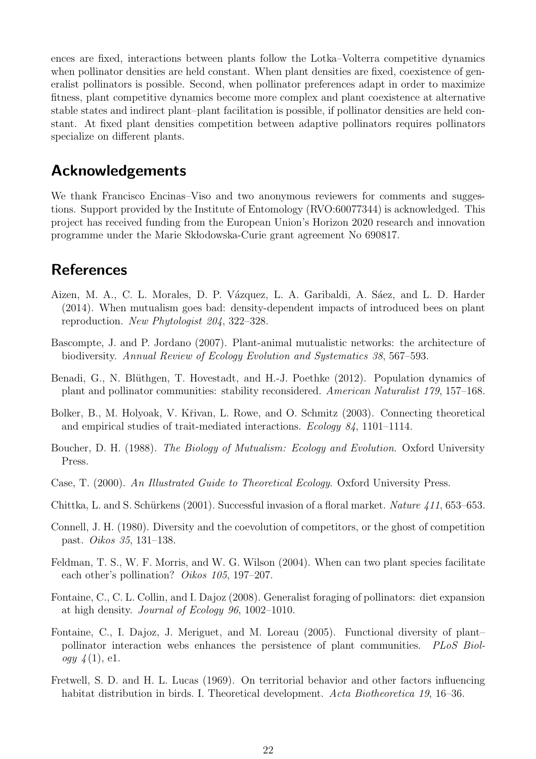ences are fixed, interactions between plants follow the Lotka–Volterra competitive dynamics when pollinator densities are held constant. When plant densities are fixed, coexistence of generalist pollinators is possible. Second, when pollinator preferences adapt in order to maximize fitness, plant competitive dynamics become more complex and plant coexistence at alternative stable states and indirect plant–plant facilitation is possible, if pollinator densities are held constant. At fixed plant densities competition between adaptive pollinators requires pollinators specialize on different plants.

## Acknowledgements

We thank Francisco Encinas–Viso and two anonymous reviewers for comments and suggestions. Support provided by the Institute of Entomology (RVO:60077344) is acknowledged. This project has received funding from the European Union's Horizon 2020 research and innovation programme under the Marie Skłodowska-Curie grant agreement No 690817.

## References

Aizen, M. A., C. L. Morales, D. P. Vázquez, L. A. Garibaldi, A. Sáez, and L. D. Harder (2014). When mutualism goes bad: density-dependent impacts of introduced bees on plant reproduction. *New Phytologist 204*, 322–328.

Bascompte, J. and P. Jordano (2007). Plant-animal mutualistic networks: the architecture of biodiversity. *Annual Review of Ecology Evolution and Systematics 38*, 567–593.

Benadi, G., N. Blüthgen, T. Hovestadt, and H.-J. Poethke (2012). Population dynamics of plant and pollinator communities: stability reconsidered. *American Naturalist 179*, 157–168.

Bolker, B., M. Holyoak, V. Křivan, L. Rowe, and O. Schmitz (2003). Connecting theoretical and empirical studies of trait-mediated interactions. *Ecology 84*, 1101–1114.

Boucher, D. H. (1988). *The Biology of Mutualism: Ecology and Evolution*. Oxford University Press.

Case, T. (2000). *An Illustrated Guide to Theoretical Ecology*. Oxford University Press.

Chittka, L. and S. Schürkens (2001). Successful invasion of a floral market. *Nature 411*, 653–653.

Connell, J. H. (1980). Diversity and the coevolution of competitors, or the ghost of competition past. *Oikos 35*, 131–138.

Feldman, T. S., W. F. Morris, and W. G. Wilson (2004). When can two plant species facilitate each other's pollination? *Oikos 105*, 197–207.

Fontaine, C., C. L. Collin, and I. Dajoz (2008). Generalist foraging of pollinators: diet expansion at high density. *Journal of Ecology 96*, 1002–1010.

Fontaine, C., I. Dajoz, J. Meriguet, and M. Loreau (2005). Functional diversity of plant–pollinator interaction webs enhances the persistence of plant communities. *PLoS Biology 4*(1), e1.

Fretwell, S. D. and H. L. Lucas (1969). On territorial behavior and other factors influencing habitat distribution in birds. I. Theoretical development. *Acta Biotheoretica 19*, 16–36.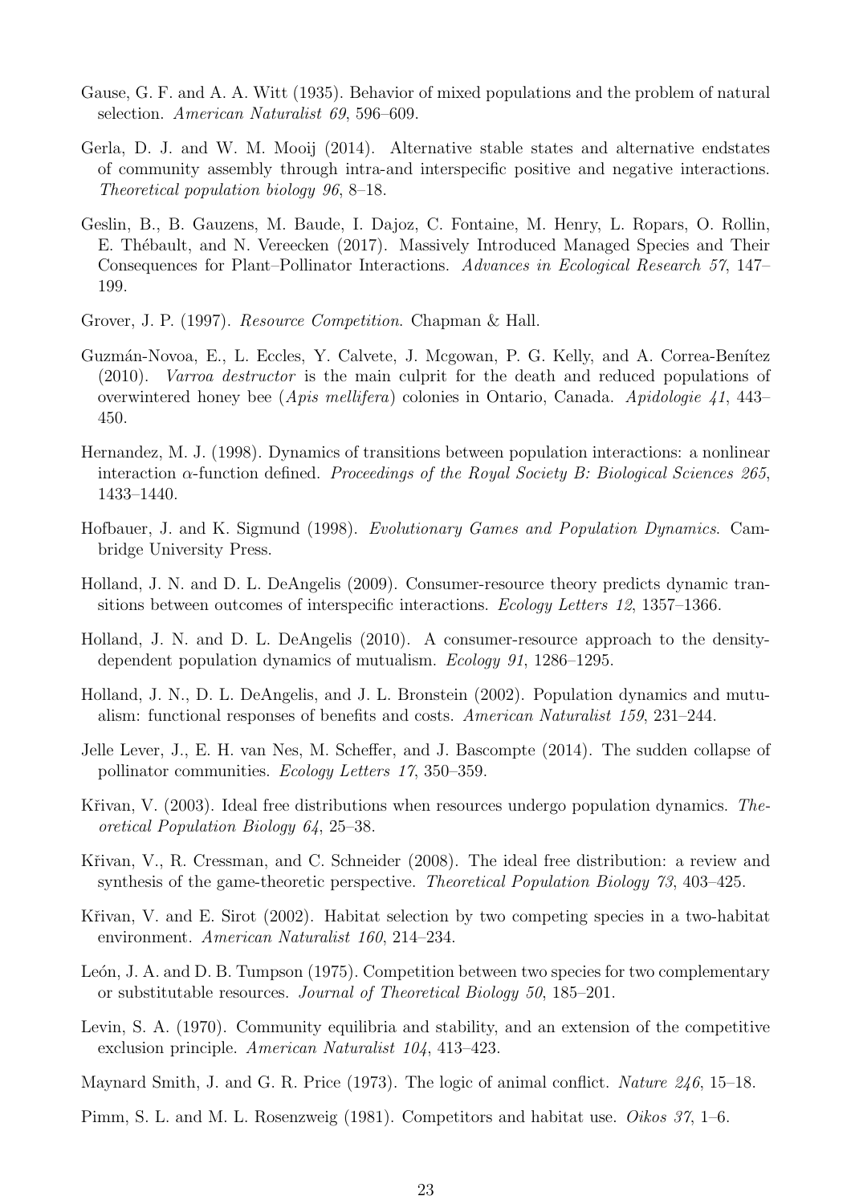Gause, G. F. and A. A. Witt (1935). Behavior of mixed populations and the problem of natural selection. *American Naturalist 69*, 596–609.

Gerla, D. J. and W. M. Mooij (2014). Alternative stable states and alternative endstates of community assembly through intra-and interspecific positive and negative interactions. *Theoretical population biology 96*, 8–18.

Geslin, B., B. Gauzens, M. Baude, I. Dajoz, C. Fontaine, M. Henry, L. Ropars, O. Rollin, E. Thébault, and N. Vereecken (2017). Massively Introduced Managed Species and Their Consequences for Plant–Pollinator Interactions. *Advances in Ecological Research 57*, 147–199.

Grover, J. P. (1997). *Resource Competition*. Chapman & Hall.

Guzmán-Novoa, E., L. Eccles, Y. Calvete, J. Mcgowan, P. G. Kelly, and A. Correa-Benítez (2010). *Varroa destructor* is the main culprit for the death and reduced populations of overwintered honey bee (*Apis mellifera*) colonies in Ontario, Canada. *Apidologie 41*, 443–450.

Hernandez, M. J. (1998). Dynamics of transitions between population interactions: a nonlinear interaction $\alpha$-function defined. *Proceedings of the Royal Society B: Biological Sciences 265*, 1433–1440.

Hofbauer, J. and K. Sigmund (1998). *Evolutionary Games and Population Dynamics*. Cambridge University Press.

Holland, J. N. and D. L. DeAngelis (2009). Consumer-resource theory predicts dynamic transitions between outcomes of interspecific interactions. *Ecology Letters 12*, 1357–1366.

Holland, J. N. and D. L. DeAngelis (2010). A consumer-resource approach to the density-dependent population dynamics of mutualism. *Ecology 91*, 1286–1295.

Holland, J. N., D. L. DeAngelis, and J. L. Bronstein (2002). Population dynamics and mutualism: functional responses of benefits and costs. *American Naturalist 159*, 231–244.

Jelle Lever, J., E. H. van Nes, M. Scheffer, and J. Bascompte (2014). The sudden collapse of pollinator communities. *Ecology Letters 17*, 350–359.

Křivan, V. (2003). Ideal free distributions when resources undergo population dynamics. *Theoretical Population Biology 64*, 25–38.

Křivan, V., R. Cressman, and C. Schneider (2008). The ideal free distribution: a review and synthesis of the game-theoretic perspective. *Theoretical Population Biology 73*, 403–425.

Křivan, V. and E. Sirot (2002). Habitat selection by two competing species in a two-habitat environment. *American Naturalist 160*, 214–234.

León, J. A. and D. B. Tumpson (1975). Competition between two species for two complementary or substitutable resources. *Journal of Theoretical Biology 50*, 185–201.

Levin, S. A. (1970). Community equilibria and stability, and an extension of the competitive exclusion principle. *American Naturalist 104*, 413–423.

Maynard Smith, J. and G. R. Price (1973). The logic of animal conflict. *Nature 246*, 15–18.

Pimm, S. L. and M. L. Rosenzweig (1981). Competitors and habitat use. *Oikos 37*, 1–6.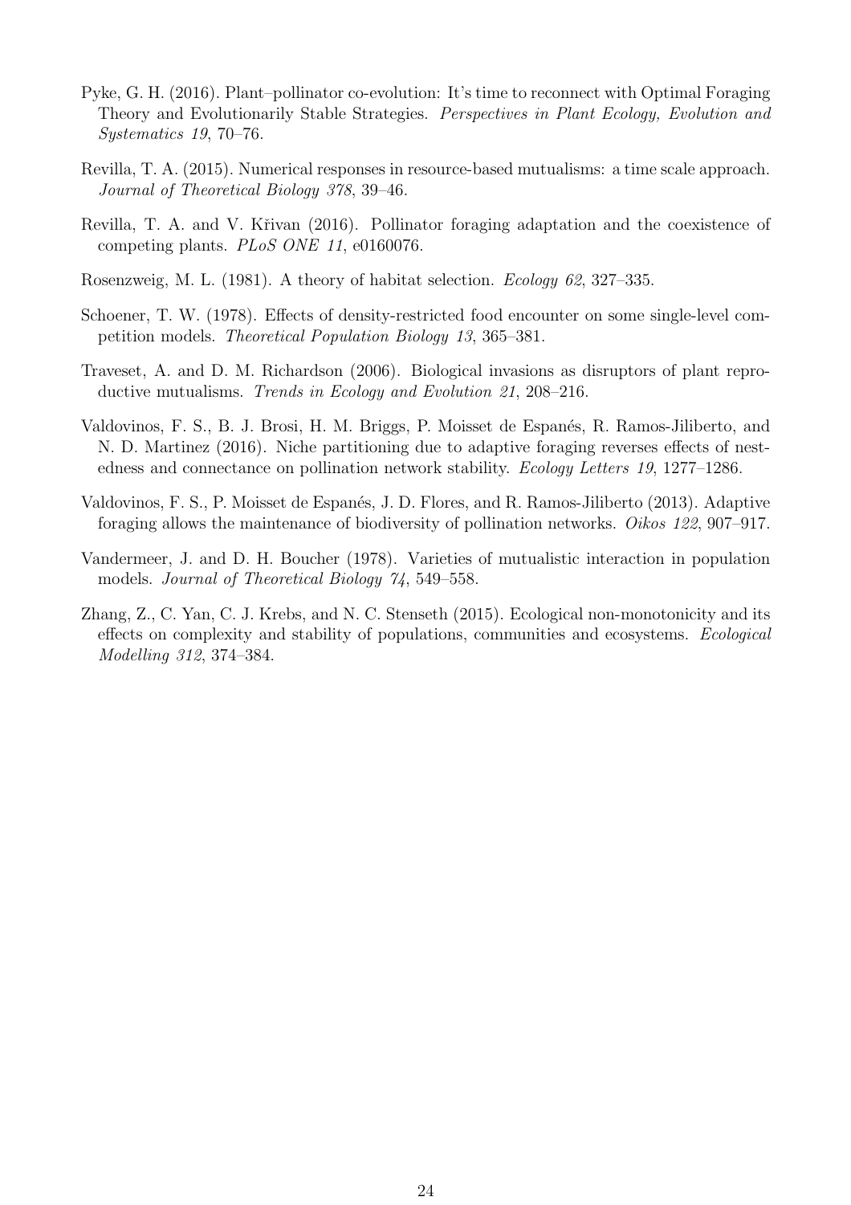Pyke, G. H. (2016). Plant–pollinator co-evolution: It's time to reconnect with Optimal Foraging Theory and Evolutionarily Stable Strategies. *Perspectives in Plant Ecology, Evolution and Systematics 19*, 70–76.

Revilla, T. A. (2015). Numerical responses in resource-based mutualisms: a time scale approach. *Journal of Theoretical Biology 378*, 39–46.

Revilla, T. A. and V. Křivan (2016). Pollinator foraging adaptation and the coexistence of competing plants. *PLoS ONE 11*, e0160076.

Rosenzweig, M. L. (1981). A theory of habitat selection. *Ecology 62*, 327–335.

Schoener, T. W. (1978). Effects of density-restricted food encounter on some single-level competition models. *Theoretical Population Biology 13*, 365–381.

Traveset, A. and D. M. Richardson (2006). Biological invasions as disruptors of plant reproductive mutualisms. *Trends in Ecology and Evolution 21*, 208–216.

Valdovinos, F. S., B. J. Brosi, H. M. Briggs, P. Moisset de Espanés, R. Ramos-Jiliberto, and N. D. Martinez (2016). Niche partitioning due to adaptive foraging reverses effects of nestedness and connectance on pollination network stability. *Ecology Letters 19*, 1277–1286.

Valdovinos, F. S., P. Moisset de Espanés, J. D. Flores, and R. Ramos-Jiliberto (2013). Adaptive foraging allows the maintenance of biodiversity of pollination networks. *Oikos 122*, 907–917.

Vandermeer, J. and D. H. Boucher (1978). Varieties of mutualistic interaction in population models. *Journal of Theoretical Biology 74*, 549–558.

Zhang, Z., C. Yan, C. J. Krebs, and N. C. Stenseth (2015). Ecological non-monotonicity and its effects on complexity and stability of populations, communities and ecosystems. *Ecological Modelling 312*, 374–384.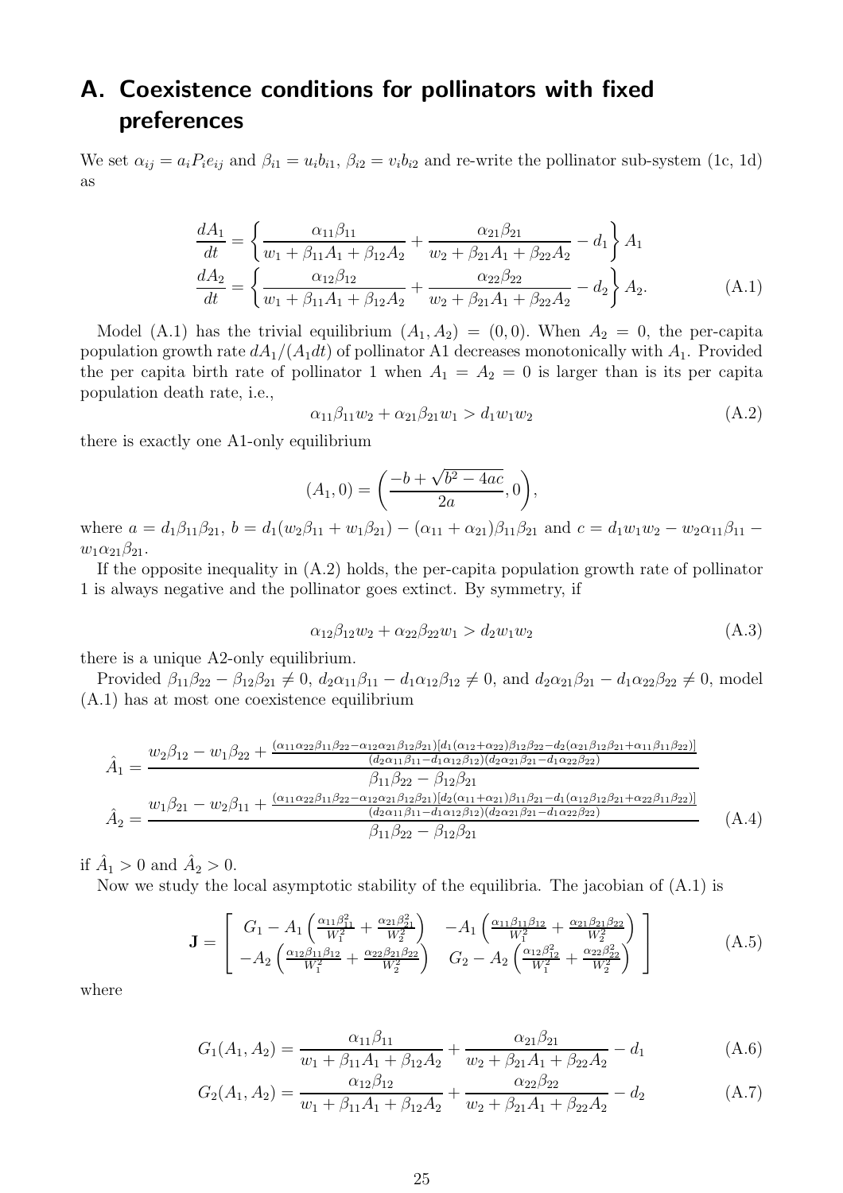# A. Coexistence conditions for pollinators with fixed preferences

We set $\alpha_{ij} = a_i P_i e_{ij}$ and $\beta_{i1} = u_i b_{i1}$, $\beta_{i2} = v_i b_{i2}$ and re-write the pollinator sub-system (1c, 1d) as

$$\begin{aligned}
\frac{dA_1}{dt} &= \left\{ \frac{\alpha_{11}\beta_{11}}{w_1 + \beta_{11}A_1 + \beta_{12}A_2} + \frac{\alpha_{21}\beta_{21}}{w_2 + \beta_{21}A_1 + \beta_{22}A_2} - d_1 \right\} A_1 \\
\frac{dA_2}{dt} &= \left\{ \frac{\alpha_{12}\beta_{12}}{w_1 + \beta_{11}A_1 + \beta_{12}A_2} + \frac{\alpha_{22}\beta_{22}}{w_2 + \beta_{21}A_1 + \beta_{22}A_2} - d_2 \right\} A_2.
\end{aligned} \tag{A.1}$$

Model (A.1) has the trivial equilibrium $(A_1, A_2) = (0, 0)$. When $A_2 = 0$, the per-capita population growth rate $dA_1/(A_1 dt)$ of pollinator A1 decreases monotonically with $A_1$. Provided the per capita birth rate of pollinator 1 when $A_1 = A_2 = 0$ is larger than is its per capita population death rate, i.e.,

$$\alpha_{11}\beta_{11}w_2 + \alpha_{21}\beta_{21}w_1 > d_1 w_1 w_2 \tag{A.2}$$

there is exactly one A1-only equilibrium

$$(A_1, 0) = \left( \frac{-b + \sqrt{b^2 - 4ac}}{2a}, 0 \right),$$

where $a = d_1\beta_{11}\beta_{21}$, $b = d_1(w_2\beta_{11} + w_1\beta_{21}) - (\alpha_{11} + \alpha_{21})\beta_{11}\beta_{21}$ and $c = d_1 w_1 w_2 - w_2\alpha_{11}\beta_{11} - w_1\alpha_{21}\beta_{21}$.

If the opposite inequality in (A.2) holds, the per-capita population growth rate of pollinator 1 is always negative and the pollinator goes extinct. By symmetry, if

$$\alpha_{12}\beta_{12}w_2 + \alpha_{22}\beta_{22}w_1 > d_2 w_1 w_2 \tag{A.3}$$

there is a unique A2-only equilibrium.

Provided $\beta_{11}\beta_{22} - \beta_{12}\beta_{21} \neq 0$, $d_2\alpha_{11}\beta_{11} - d_1\alpha_{12}\beta_{12} \neq 0$, and $d_2\alpha_{21}\beta_{21} - d_1\alpha_{22}\beta_{22} \neq 0$, model (A.1) has at most one coexistence equilibrium

$$\begin{aligned}
\hat{A}_1 &= \frac{w_2\beta_{12} - w_1\beta_{22} + \frac{(\alpha_{11}\alpha_{22}\beta_{11}\beta_{22} - \alpha_{12}\alpha_{21}\beta_{12}\beta_{21})[d_1(\alpha_{12}+\alpha_{22})\beta_{12}\beta_{22} - d_2(\alpha_{21}\beta_{12}\beta_{21} + \alpha_{11}\beta_{11}\beta_{22})]}{(d_2\alpha_{11}\beta_{11} - d_1\alpha_{12}\beta_{12})(d_2\alpha_{21}\beta_{21} - d_1\alpha_{22}\beta_{22})}}{\beta_{11}\beta_{22} - \beta_{12}\beta_{21}} \\
\hat{A}_2 &= \frac{w_1\beta_{21} - w_2\beta_{11} + \frac{(\alpha_{11}\alpha_{22}\beta_{11}\beta_{22} - \alpha_{12}\alpha_{21}\beta_{12}\beta_{21})[d_2(\alpha_{11}+\alpha_{21})\beta_{11}\beta_{21} - d_1(\alpha_{12}\beta_{12}\beta_{21} + \alpha_{22}\beta_{11}\beta_{22})]}{(d_2\alpha_{11}\beta_{11} - d_1\alpha_{12}\beta_{12})(d_2\alpha_{21}\beta_{21} - d_1\alpha_{22}\beta_{22})}}{\beta_{11}\beta_{22} - \beta_{12}\beta_{21}}
\end{aligned} \tag{A.4}$$

if $\hat{A}_1 > 0$ and $\hat{A}_2 > 0$.

Now we study the local asymptotic stability of the equilibria. The jacobian of (A.1) is

$$\mathbf{J} = \begin{bmatrix} G_1 - A_1\left(\frac{\alpha_{11}\beta_{11}^2}{W_1^2} + \frac{\alpha_{21}\beta_{21}^2}{W_2^2}\right) & -A_1\left(\frac{\alpha_{11}\beta_{11}\beta_{12}}{W_1^2} + \frac{\alpha_{21}\beta_{21}\beta_{22}}{W_2^2}\right) \\ -A_2\left(\frac{\alpha_{12}\beta_{11}\beta_{12}}{W_1^2} + \frac{\alpha_{22}\beta_{21}\beta_{22}}{W_2^2}\right) & G_2 - A_2\left(\frac{\alpha_{12}\beta_{12}^2}{W_1^2} + \frac{\alpha_{22}\beta_{22}^2}{W_2^2}\right) \end{bmatrix} \tag{A.5}$$

where

$$G_1(A_1, A_2) = \frac{\alpha_{11}\beta_{11}}{w_1 + \beta_{11}A_1 + \beta_{12}A_2} + \frac{\alpha_{21}\beta_{21}}{w_2 + \beta_{21}A_1 + \beta_{22}A_2} - d_1 \tag{A.6}$$

$$G_2(A_1, A_2) = \frac{\alpha_{12}\beta_{12}}{w_1 + \beta_{11}A_1 + \beta_{12}A_2} + \frac{\alpha_{22}\beta_{22}}{w_2 + \beta_{21}A_1 + \beta_{22}A_2} - d_2 \tag{A.7}$$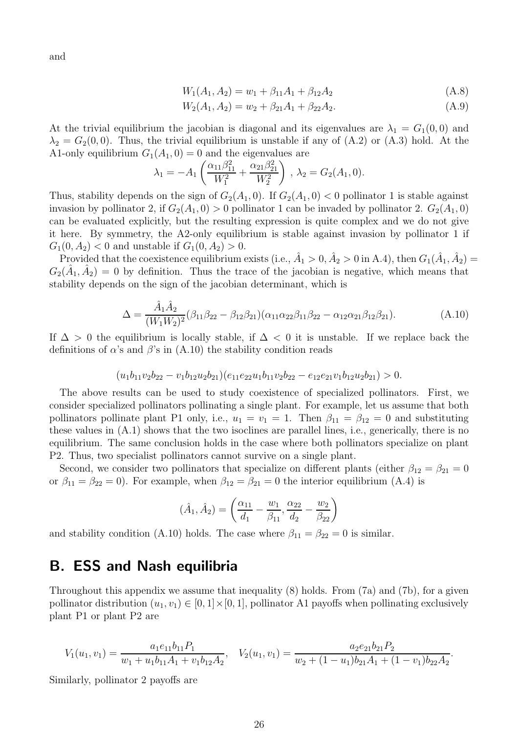and

$$W_1(A_1, A_2) = w_1 + \beta_{11}A_1 + \beta_{12}A_2 \tag{A.8}$$

$$W_2(A_1, A_2) = w_2 + \beta_{21}A_1 + \beta_{22}A_2. \tag{A.9}$$

At the trivial equilibrium the jacobian is diagonal and its eigenvalues are $\lambda_1 = G_1(0,0)$ and $\lambda_2 = G_2(0,0)$. Thus, the trivial equilibrium is unstable if any of (A.2) or (A.3) hold. At the A1-only equilibrium $G_1(A_1, 0) = 0$ and the eigenvalues are

$$\lambda_1 = -A_1\left(\frac{\alpha_{11}\beta_{11}^2}{W_1^2} + \frac{\alpha_{21}\beta_{21}^2}{W_2^2}\right),\ \lambda_2 = G_2(A_1, 0).$$

Thus, stability depends on the sign of $G_2(A_1, 0)$. If $G_2(A_1, 0) < 0$ pollinator 1 is stable against invasion by pollinator 2, if $G_2(A_1, 0) > 0$ pollinator 1 can be invaded by pollinator 2. $G_2(A_1, 0)$ can be evaluated explicitly, but the resulting expression is quite complex and we do not give it here. By symmetry, the A2-only equilibrium is stable against invasion by pollinator 1 if $G_1(0, A_2) < 0$ and unstable if $G_1(0, A_2) > 0$.

Provided that the coexistence equilibrium exists (i.e., $\hat{A}_1 > 0, \hat{A}_2 > 0$ in A.4), then $G_1(\hat{A}_1, \hat{A}_2) = G_2(\hat{A}_1, \hat{A}_2) = 0$ by definition. Thus the trace of the jacobian is negative, which means that stability depends on the sign of the jacobian determinant, which is

$$\Delta = \frac{\hat{A}_1\hat{A}_2}{(W_1W_2)^2}(\beta_{11}\beta_{22} - \beta_{12}\beta_{21})(\alpha_{11}\alpha_{22}\beta_{11}\beta_{22} - \alpha_{12}\alpha_{21}\beta_{12}\beta_{21}). \tag{A.10}$$

If $\Delta > 0$ the equilibrium is locally stable, if $\Delta < 0$ it is unstable. If we replace back the definitions of $\alpha$'s and $\beta$'s in (A.10) the stability condition reads

$$(u_1b_{11}v_2b_{22} - v_1b_{12}u_2b_{21})(e_{11}e_{22}u_1b_{11}v_2b_{22} - e_{12}e_{21}v_1b_{12}u_2b_{21}) > 0.$$

The above results can be used to study coexistence of specialized pollinators. First, we consider specialized pollinators pollinating a single plant. For example, let us assume that both pollinators pollinate plant P1 only, i.e., $u_1 = v_1 = 1$. Then $\beta_{11} = \beta_{12} = 0$ and substituting these values in (A.1) shows that the two isoclines are parallel lines, i.e., generically, there is no equilibrium. The same conclusion holds in the case where both pollinators specialize on plant P2. Thus, two specialist pollinators cannot survive on a single plant.

Second, we consider two pollinators that specialize on different plants (either $\beta_{12} = \beta_{21} = 0$ or $\beta_{11} = \beta_{22} = 0$). For example, when $\beta_{12} = \beta_{21} = 0$ the interior equilibrium (A.4) is

$$(\hat{A}_1, \hat{A}_2) = \left(\frac{\alpha_{11}}{d_1} - \frac{w_1}{\beta_{11}}, \frac{\alpha_{22}}{d_2} - \frac{w_2}{\beta_{22}}\right)$$

and stability condition (A.10) holds. The case where $\beta_{11} = \beta_{22} = 0$ is similar.

# B. ESS and Nash equilibria

Throughout this appendix we assume that inequality (8) holds. From (7a) and (7b), for a given pollinator distribution $(u_1, v_1) \in [0,1] \times [0,1]$, pollinator A1 payoffs when pollinating exclusively plant P1 or plant P2 are

$$V_1(u_1, v_1) = \frac{a_1e_{11}b_{11}P_1}{w_1 + u_1b_{11}A_1 + v_1b_{12}A_2}, \quad V_2(u_1, v_1) = \frac{a_2e_{21}b_{21}P_2}{w_2 + (1-u_1)b_{21}A_1 + (1-v_1)b_{22}A_2}.$$

Similarly, pollinator 2 payoffs are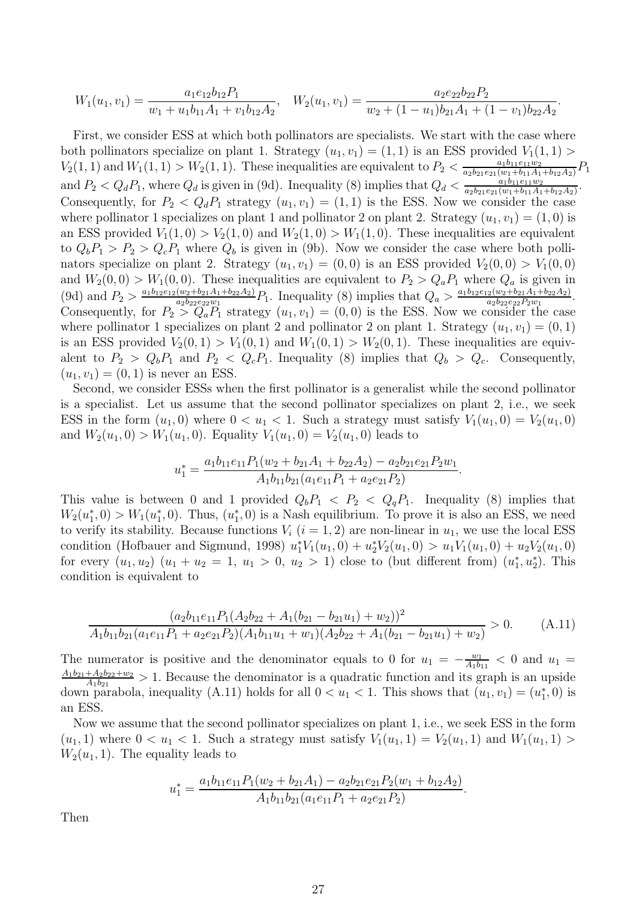$$W_1(u_1,v_1) = \frac{a_1 e_{12} b_{12} P_1}{w_1 + u_1 b_{11} A_1 + v_1 b_{12} A_2}, \quad W_2(u_1,v_1) = \frac{a_2 e_{22} b_{22} P_2}{w_2 + (1-u_1) b_{21} A_1 + (1-v_1) b_{22} A_2}.$$

First, we consider ESS at which both pollinators are specialists. We start with the case where both pollinators specialize on plant 1. Strategy $(u_1, v_1) = (1, 1)$ is an ESS provided $V_1(1,1) > V_2(1,1)$ and $W_1(1,1) > W_2(1,1)$. These inequalities are equivalent to $P_2 < \frac{a_1 b_{11} e_{11} w_2}{a_2 b_{21} e_{21}(w_1 + b_{11} A_1 + b_{12} A_2)} P_1$ and $P_2 < Q_d P_1$, where $Q_d$ is given in (9d). Inequality (8) implies that $Q_d < \frac{a_1 b_{11} e_{11} w_2}{a_2 b_{21} e_{21}(w_1 + b_{11} A_1 + b_{12} A_2)}$. Consequently, for $P_2 < Q_d P_1$ strategy $(u_1, v_1) = (1, 1)$ is the ESS. Now we consider the case where pollinator 1 specializes on plant 1 and pollinator 2 on plant 2. Strategy $(u_1, v_1) = (1, 0)$ is an ESS provided $V_1(1,0) > V_2(1,0)$ and $W_2(1,0) > W_1(1,0)$. These inequalities are equivalent to $Q_b P_1 > P_2 > Q_c P_1$ where $Q_b$ is given in (9b). Now we consider the case where both pollinators specialize on plant 2. Strategy $(u_1, v_1) = (0, 0)$ is an ESS provided $V_2(0,0) > V_1(0,0)$ and $W_2(0,0) > W_1(0,0)$. These inequalities are equivalent to $P_2 > Q_a P_1$ where $Q_a$ is given in (9d) and $P_2 > \frac{a_1 b_{12} e_{12}(w_2 + b_{21} A_1 + b_{22} A_2)}{a_2 b_{22} e_{22} w_1} P_1$. Inequality (8) implies that $Q_a > \frac{a_1 b_{12} e_{12}(w_2 + b_{21} A_1 + b_{22} A_2)}{a_2 b_{22} e_{22} P_2 w_1}$. Consequently, for $P_2 > Q_a P_1$ strategy $(u_1, v_1) = (0, 0)$ is the ESS. Now we consider the case where pollinator 1 specializes on plant 2 and pollinator 2 on plant 1. Strategy $(u_1, v_1) = (0, 1)$ is an ESS provided $V_2(0,1) > V_1(0,1)$ and $W_1(0,1) > W_2(0,1)$. These inequalities are equivalent to $P_2 > Q_b P_1$ and $P_2 < Q_c P_1$. Inequality (8) implies that $Q_b > Q_c$. Consequently, $(u_1, v_1) = (0, 1)$ is never an ESS.

Second, we consider ESSs when the first pollinator is a generalist while the second pollinator is a specialist. Let us assume that the second pollinator specializes on plant 2, i.e., we seek ESS in the form $(u_1, 0)$ where $0 < u_1 < 1$. Such a strategy must satisfy $V_1(u_1, 0) = V_2(u_1, 0)$ and $W_2(u_1, 0) > W_1(u_1, 0)$. Equality $V_1(u_1, 0) = V_2(u_1, 0)$ leads to

$$u_1^* = \frac{a_1 b_{11} e_{11} P_1 (w_2 + b_{21} A_1 + b_{22} A_2) - a_2 b_{21} e_{21} P_2 w_1}{A_1 b_{11} b_{21} (a_1 e_{11} P_1 + a_2 e_{21} P_2)}.$$

This value is between 0 and 1 provided $Q_b P_1 < P_2 < Q_q P_1$. Inequality (8) implies that $W_2(u_1^*, 0) > W_1(u_1^*, 0)$. Thus, $(u_1^*, 0)$ is a Nash equilibrium. To prove it is also an ESS, we need to verify its stability. Because functions $V_i$ $(i = 1, 2)$ are non-linear in $u_1$, we use the local ESS condition (Hofbauer and Sigmund, 1998) $u_1^* V_1(u_1, 0) + u_2^* V_2(u_1, 0) > u_1 V_1(u_1, 0) + u_2 V_2(u_1, 0)$ for every $(u_1, u_2)$ $(u_1 + u_2 = 1,\ u_1 > 0,\ u_2 > 1)$ close to (but different from) $(u_1^*, u_2^*)$. This condition is equivalent to

$$\frac{(a_2 b_{11} e_{11} P_1 (A_2 b_{22} + A_1 (b_{21} - b_{21} u_1) + w_2))^2}{A_1 b_{11} b_{21} (a_1 e_{11} P_1 + a_2 e_{21} P_2)(A_1 b_{11} u_1 + w_1)(A_2 b_{22} + A_1 (b_{21} - b_{21} u_1) + w_2)} > 0. \tag{A.11}$$

The numerator is positive and the denominator equals to 0 for $u_1 = -\frac{w_1}{A_1 b_{11}} < 0$ and $u_1 = \frac{A_1 b_{21} + A_2 b_{22} + w_2}{A_1 b_{21}} > 1$. Because the denominator is a quadratic function and its graph is an upside down parabola, inequality (A.11) holds for all $0 < u_1 < 1$. This shows that $(u_1, v_1) = (u_1^*, 0)$ is an ESS.

Now we assume that the second pollinator specializes on plant 1, i.e., we seek ESS in the form $(u_1, 1)$ where $0 < u_1 < 1$. Such a strategy must satisfy $V_1(u_1, 1) = V_2(u_1, 1)$ and $W_1(u_1, 1) > W_2(u_1, 1)$. The equality leads to

$$u_1^* = \frac{a_1 b_{11} e_{11} P_1 (w_2 + b_{21} A_1) - a_2 b_{21} e_{21} P_2 (w_1 + b_{12} A_2)}{A_1 b_{11} b_{21} (a_1 e_{11} P_1 + a_2 e_{21} P_2)}.$$

Then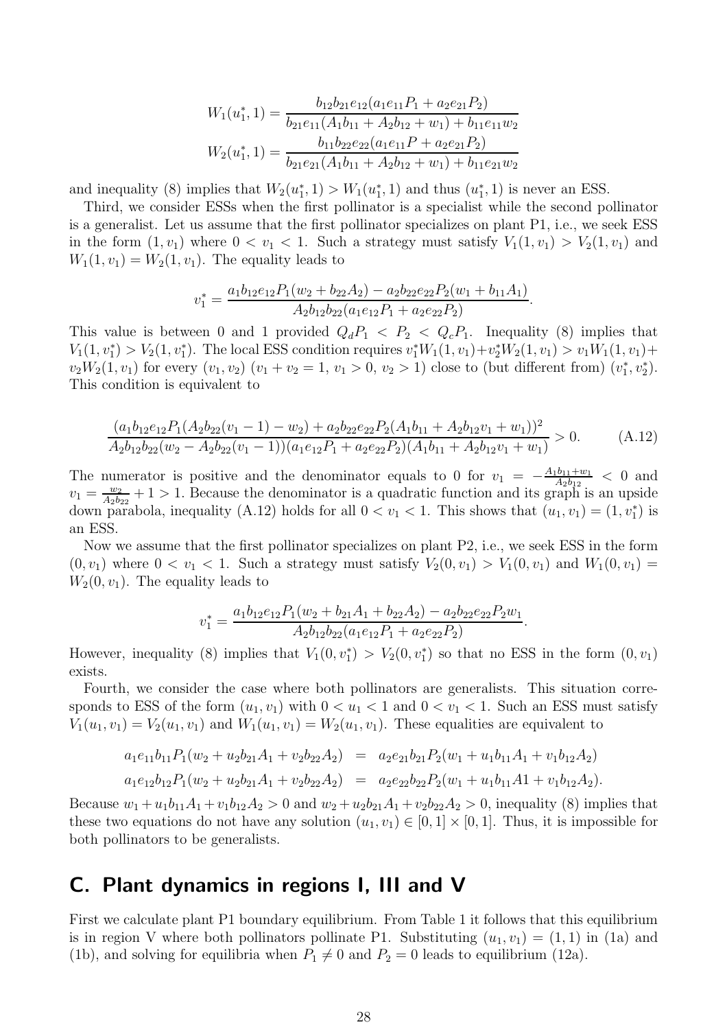$$W_1(u_1^*,1) = \frac{b_{12}b_{21}e_{12}(a_1e_{11}P_1 + a_2e_{21}P_2)}{b_{21}e_{11}(A_1b_{11} + A_2b_{12} + w_1) + b_{11}e_{11}w_2}$$
$$W_2(u_1^*,1) = \frac{b_{11}b_{22}e_{22}(a_1e_{11}P + a_2e_{21}P_2)}{b_{21}e_{21}(A_1b_{11} + A_2b_{12} + w_1) + b_{11}e_{21}w_2}$$

and inequality (8) implies that $W_2(u_1^*,1) > W_1(u_1^*,1)$ and thus $(u_1^*,1)$ is never an ESS.

Third, we consider ESSs when the first pollinator is a specialist while the second pollinator is a generalist. Let us assume that the first pollinator specializes on plant P1, i.e., we seek ESS in the form $(1,v_1)$ where $0 < v_1 < 1$. Such a strategy must satisfy $V_1(1,v_1) > V_2(1,v_1)$ and $W_1(1,v_1) = W_2(1,v_1)$. The equality leads to

$$v_1^* = \frac{a_1b_{12}e_{12}P_1(w_2 + b_{22}A_2) - a_2b_{22}e_{22}P_2(w_1 + b_{11}A_1)}{A_2b_{12}b_{22}(a_1e_{12}P_1 + a_2e_{22}P_2)}.$$

This value is between 0 and 1 provided $Q_dP_1 < P_2 < Q_cP_1$. Inequality (8) implies that $V_1(1,v_1^*) > V_2(1,v_1^*)$. The local ESS condition requires $v_1^*W_1(1,v_1)+v_2^*W_2(1,v_1) > v_1W_1(1,v_1)+v_2W_2(1,v_1)$ for every $(v_1,v_2)$ $(v_1+v_2 = 1,\ v_1 > 0,\ v_2 > 1)$ close to (but different from) $(v_1^*,v_2^*)$. This condition is equivalent to

$$\frac{(a_1b_{12}e_{12}P_1(A_2b_{22}(v_1-1) - w_2) + a_2b_{22}e_{22}P_2(A_1b_{11} + A_2b_{12}v_1 + w_1))^2}{A_2b_{12}b_{22}(w_2 - A_2b_{22}(v_1-1))(a_1e_{12}P_1 + a_2e_{22}P_2)(A_1b_{11} + A_2b_{12}v_1 + w_1)} > 0. \tag{A.12}$$

The numerator is positive and the denominator equals to 0 for $v_1 = -\frac{A_1b_{11}+w_1}{A_2b_{12}} < 0$ and $v_1 = \frac{w_2}{A_2b_{22}} + 1 > 1$. Because the denominator is a quadratic function and its graph is an upside down parabola, inequality (A.12) holds for all $0 < v_1 < 1$. This shows that $(u_1,v_1) = (1,v_1^*)$ is an ESS.

Now we assume that the first pollinator specializes on plant P2, i.e., we seek ESS in the form $(0,v_1)$ where $0 < v_1 < 1$. Such a strategy must satisfy $V_2(0,v_1) > V_1(0,v_1)$ and $W_1(0,v_1) = W_2(0,v_1)$. The equality leads to

$$v_1^* = \frac{a_1b_{12}e_{12}P_1(w_2 + b_{21}A_1 + b_{22}A_2) - a_2b_{22}e_{22}P_2w_1}{A_2b_{12}b_{22}(a_1e_{12}P_1 + a_2e_{22}P_2)}.$$

However, inequality (8) implies that $V_1(0,v_1^*) > V_2(0,v_1^*)$ so that no ESS in the form $(0,v_1)$ exists.

Fourth, we consider the case where both pollinators are generalists. This situation corresponds to ESS of the form $(u_1,v_1)$ with $0 < u_1 < 1$ and $0 < v_1 < 1$. Such an ESS must satisfy $V_1(u_1,v_1) = V_2(u_1,v_1)$ and $W_1(u_1,v_1) = W_2(u_1,v_1)$. These equalities are equivalent to

$$\begin{aligned}
a_1e_{11}b_{11}P_1(w_2 + u_2b_{21}A_1 + v_2b_{22}A_2) &= a_2e_{21}b_{21}P_2(w_1 + u_1b_{11}A_1 + v_1b_{12}A_2)\\
a_1e_{12}b_{12}P_1(w_2 + u_2b_{21}A_1 + v_2b_{22}A_2) &= a_2e_{22}b_{22}P_2(w_1 + u_1b_{11}A1 + v_1b_{12}A_2).
\end{aligned}$$

Because $w_1 + u_1b_{11}A_1 + v_1b_{12}A_2 > 0$ and $w_2 + u_2b_{21}A_1 + v_2b_{22}A_2 > 0$, inequality (8) implies that these two equations do not have any solution $(u_1,v_1) \in [0,1]\times[0,1]$. Thus, it is impossible for both pollinators to be generalists.

## C. Plant dynamics in regions I, III and V

First we calculate plant P1 boundary equilibrium. From Table 1 it follows that this equilibrium is in region V where both pollinators pollinate P1. Substituting $(u_1,v_1) = (1,1)$ in (1a) and (1b), and solving for equilibria when $P_1 \neq 0$ and $P_2 = 0$ leads to equilibrium (12a).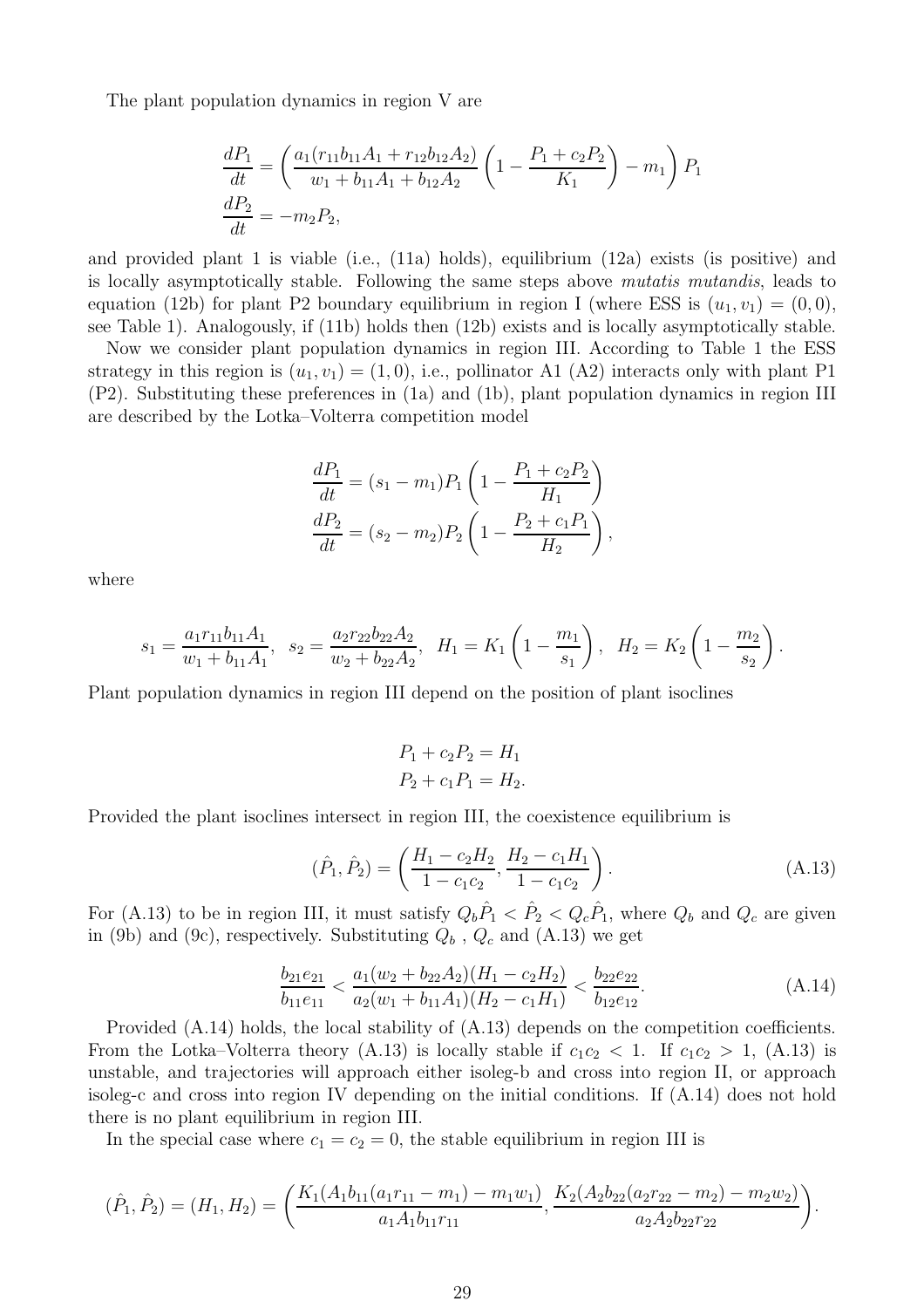The plant population dynamics in region V are

$$\frac{dP_1}{dt} = \left( \frac{a_1(r_{11}b_{11}A_1 + r_{12}b_{12}A_2)}{w_1 + b_{11}A_1 + b_{12}A_2} \left(1 - \frac{P_1 + c_2P_2}{K_1}\right) - m_1 \right) P_1$$
$$\frac{dP_2}{dt} = -m_2P_2,$$

and provided plant 1 is viable (i.e., (11a) holds), equilibrium (12a) exists (is positive) and is locally asymptotically stable. Following the same steps above *mutatis mutandis*, leads to equation (12b) for plant P2 boundary equilibrium in region I (where ESS is $(u_1, v_1) = (0, 0)$, see Table 1). Analogously, if (11b) holds then (12b) exists and is locally asymptotically stable.

Now we consider plant population dynamics in region III. According to Table 1 the ESS strategy in this region is $(u_1, v_1) = (1, 0)$, i.e., pollinator A1 (A2) interacts only with plant P1 (P2). Substituting these preferences in (1a) and (1b), plant population dynamics in region III are described by the Lotka–Volterra competition model

$$\frac{dP_1}{dt} = (s_1 - m_1)P_1 \left(1 - \frac{P_1 + c_2P_2}{H_1}\right)$$
$$\frac{dP_2}{dt} = (s_2 - m_2)P_2 \left(1 - \frac{P_2 + c_1P_1}{H_2}\right),$$

where

$$s_1 = \frac{a_1r_{11}b_{11}A_1}{w_1 + b_{11}A_1}, \;\; s_2 = \frac{a_2r_{22}b_{22}A_2}{w_2 + b_{22}A_2}, \;\; H_1 = K_1\left(1 - \frac{m_1}{s_1}\right), \;\; H_2 = K_2\left(1 - \frac{m_2}{s_2}\right).$$

Plant population dynamics in region III depend on the position of plant isoclines

$$P_1 + c_2P_2 = H_1$$
$$P_2 + c_1P_1 = H_2.$$

Provided the plant isoclines intersect in region III, the coexistence equilibrium is

$$(\hat{P}_1, \hat{P}_2) = \left(\frac{H_1 - c_2H_2}{1 - c_1c_2}, \frac{H_2 - c_1H_1}{1 - c_1c_2}\right). \tag{A.13}$$

For (A.13) to be in region III, it must satisfy $Q_b\hat{P}_1 < \hat{P}_2 < Q_c\hat{P}_1$, where $Q_b$ and $Q_c$ are given in (9b) and (9c), respectively. Substituting $Q_b$ , $Q_c$ and (A.13) we get

$$\frac{b_{21}e_{21}}{b_{11}e_{11}} < \frac{a_1(w_2 + b_{22}A_2)(H_1 - c_2H_2)}{a_2(w_1 + b_{11}A_1)(H_2 - c_1H_1)} < \frac{b_{22}e_{22}}{b_{12}e_{12}}. \tag{A.14}$$

Provided (A.14) holds, the local stability of (A.13) depends on the competition coefficients. From the Lotka–Volterra theory (A.13) is locally stable if $c_1c_2 < 1$. If $c_1c_2 > 1$, (A.13) is unstable, and trajectories will approach either isoleg-b and cross into region II, or approach isoleg-c and cross into region IV depending on the initial conditions. If (A.14) does not hold there is no plant equilibrium in region III.

In the special case where $c_1 = c_2 = 0$, the stable equilibrium in region III is

$$(\hat{P}_1, \hat{P}_2) = (H_1, H_2) = \left(\frac{K_1(A_1b_{11}(a_1r_{11} - m_1) - m_1w_1)}{a_1A_1b_{11}r_{11}}, \frac{K_2(A_2b_{22}(a_2r_{22} - m_2) - m_2w_2)}{a_2A_2b_{22}r_{22}}\right).$$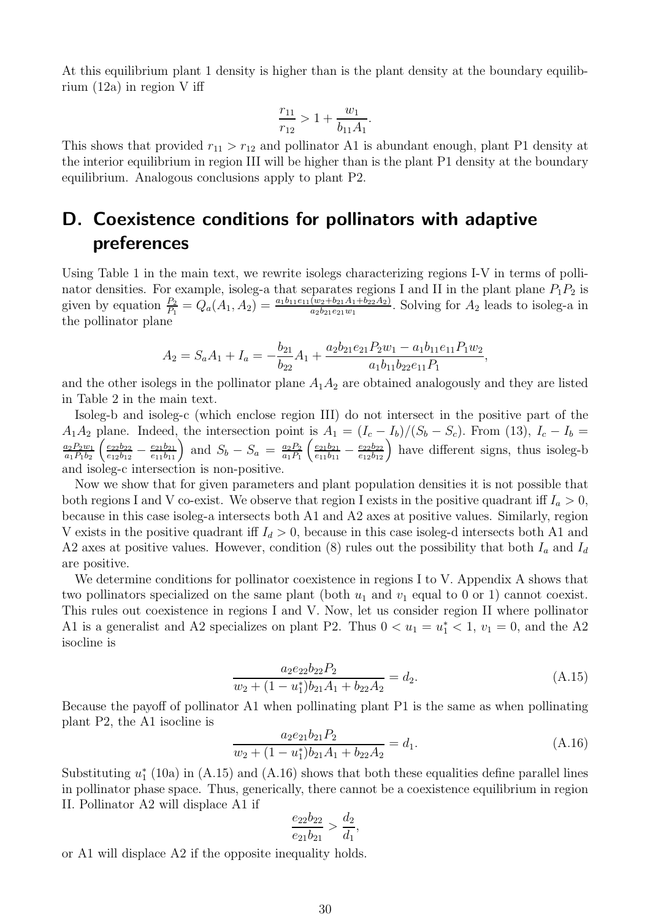At this equilibrium plant 1 density is higher than is the plant density at the boundary equilibrium (12a) in region V iff

$$\frac{r_{11}}{r_{12}} > 1 + \frac{w_1}{b_{11}A_1}.$$

This shows that provided $r_{11} > r_{12}$ and pollinator A1 is abundant enough, plant P1 density at the interior equilibrium in region III will be higher than is the plant P1 density at the boundary equilibrium. Analogous conclusions apply to plant P2.

# D. Coexistence conditions for pollinators with adaptive preferences

Using Table 1 in the main text, we rewrite isolegs characterizing regions I-V in terms of pollinator densities. For example, isoleg-a that separates regions I and II in the plant plane $P_1P_2$ is given by equation $\frac{P_2}{P_1} = Q_a(A_1, A_2) = \frac{a_1 b_{11} e_{11}(w_2 + b_{21}A_1 + b_{22}A_2)}{a_2 b_{21} e_{21} w_1}$. Solving for $A_2$ leads to isoleg-a in the pollinator plane

$$A_2 = S_a A_1 + I_a = -\frac{b_{21}}{b_{22}} A_1 + \frac{a_2 b_{21} e_{21} P_2 w_1 - a_1 b_{11} e_{11} P_1 w_2}{a_1 b_{11} b_{22} e_{11} P_1},$$

and the other isolegs in the pollinator plane $A_1A_2$ are obtained analogously and they are listed in Table 2 in the main text.

Isoleg-b and isoleg-c (which enclose region III) do not intersect in the positive part of the $A_1A_2$ plane. Indeed, the intersection point is $A_1 = (I_c - I_b)/(S_b - S_c)$. From (13), $I_c - I_b = \frac{a_2 P_2 w_1}{a_1 P_1 b_2}\left(\frac{e_{22}b_{22}}{e_{12}b_{12}} - \frac{e_{21}b_{21}}{e_{11}b_{11}}\right)$ and $S_b - S_a = \frac{a_2 P_2}{a_1 P_1}\left(\frac{e_{21}b_{21}}{e_{11}b_{11}} - \frac{e_{22}b_{22}}{e_{12}b_{12}}\right)$ have different signs, thus isoleg-b and isoleg-c intersection is non-positive.

Now we show that for given parameters and plant population densities it is not possible that both regions I and V co-exist. We observe that region I exists in the positive quadrant iff $I_a > 0$, because in this case isoleg-a intersects both A1 and A2 axes at positive values. Similarly, region V exists in the positive quadrant iff $I_d > 0$, because in this case isoleg-d intersects both A1 and A2 axes at positive values. However, condition (8) rules out the possibility that both $I_a$ and $I_d$ are positive.

We determine conditions for pollinator coexistence in regions I to V. Appendix A shows that two pollinators specialized on the same plant (both $u_1$ and $v_1$ equal to 0 or 1) cannot coexist. This rules out coexistence in regions I and V. Now, let us consider region II where pollinator A1 is a generalist and A2 specializes on plant P2. Thus $0 < u_1 = u_1^* < 1$, $v_1 = 0$, and the A2 isocline is

$$\frac{a_2 e_{22} b_{22} P_2}{w_2 + (1 - u_1^*) b_{21} A_1 + b_{22} A_2} = d_2. \tag{A.15}$$

Because the payoff of pollinator A1 when pollinating plant P1 is the same as when pollinating plant P2, the A1 isocline is

$$\frac{a_2 e_{21} b_{21} P_2}{w_2 + (1 - u_1^*) b_{21} A_1 + b_{22} A_2} = d_1. \tag{A.16}$$

Substituting $u_1^*$ (10a) in (A.15) and (A.16) shows that both these equalities define parallel lines in pollinator phase space. Thus, generically, there cannot be a coexistence equilibrium in region II. Pollinator A2 will displace A1 if

$$\frac{e_{22} b_{22}}{e_{21} b_{21}} > \frac{d_2}{d_1},$$

or A1 will displace A2 if the opposite inequality holds.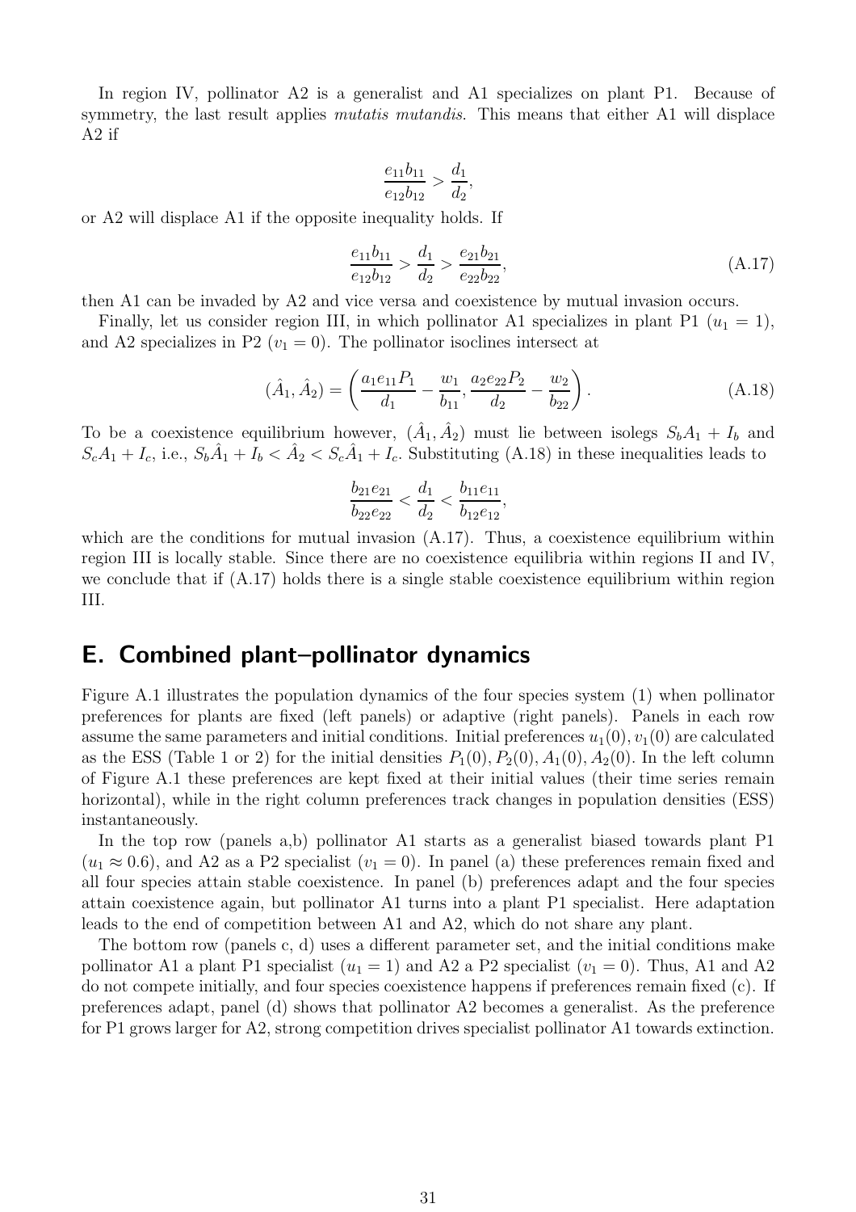In region IV, pollinator A2 is a generalist and A1 specializes on plant P1. Because of symmetry, the last result applies *mutatis mutandis*. This means that either A1 will displace A2 if

$$\frac{e_{11}b_{11}}{e_{12}b_{12}} > \frac{d_1}{d_2},$$

or A2 will displace A1 if the opposite inequality holds. If

$$\frac{e_{11}b_{11}}{e_{12}b_{12}} > \frac{d_1}{d_2} > \frac{e_{21}b_{21}}{e_{22}b_{22}}, \tag{A.17}$$

then A1 can be invaded by A2 and vice versa and coexistence by mutual invasion occurs.

Finally, let us consider region III, in which pollinator A1 specializes in plant P1 ($u_1 = 1$), and A2 specializes in P2 ($v_1 = 0$). The pollinator isoclines intersect at

$$(\hat{A}_1, \hat{A}_2) = \left( \frac{a_1 e_{11} P_1}{d_1} - \frac{w_1}{b_{11}}, \frac{a_2 e_{22} P_2}{d_2} - \frac{w_2}{b_{22}} \right). \tag{A.18}$$

To be a coexistence equilibrium however, $(\hat{A}_1, \hat{A}_2)$ must lie between isolegs $S_b A_1 + I_b$ and $S_c A_1 + I_c$, i.e., $S_b \hat{A}_1 + I_b < \hat{A}_2 < S_c \hat{A}_1 + I_c$. Substituting (A.18) in these inequalities leads to

$$\frac{b_{21}e_{21}}{b_{22}e_{22}} < \frac{d_1}{d_2} < \frac{b_{11}e_{11}}{b_{12}e_{12}},$$

which are the conditions for mutual invasion (A.17). Thus, a coexistence equilibrium within region III is locally stable. Since there are no coexistence equilibria within regions II and IV, we conclude that if (A.17) holds there is a single stable coexistence equilibrium within region III.

## E. Combined plant–pollinator dynamics

Figure A.1 illustrates the population dynamics of the four species system (1) when pollinator preferences for plants are fixed (left panels) or adaptive (right panels). Panels in each row assume the same parameters and initial conditions. Initial preferences $u_1(0), v_1(0)$ are calculated as the ESS (Table 1 or 2) for the initial densities $P_1(0), P_2(0), A_1(0), A_2(0)$. In the left column of Figure A.1 these preferences are kept fixed at their initial values (their time series remain horizontal), while in the right column preferences track changes in population densities (ESS) instantaneously.

In the top row (panels a,b) pollinator A1 starts as a generalist biased towards plant P1 ($u_1 \approx 0.6$), and A2 as a P2 specialist ($v_1 = 0$). In panel (a) these preferences remain fixed and all four species attain stable coexistence. In panel (b) preferences adapt and the four species attain coexistence again, but pollinator A1 turns into a plant P1 specialist. Here adaptation leads to the end of competition between A1 and A2, which do not share any plant.

The bottom row (panels c, d) uses a different parameter set, and the initial conditions make pollinator A1 a plant P1 specialist ($u_1 = 1$) and A2 a P2 specialist ($v_1 = 0$). Thus, A1 and A2 do not compete initially, and four species coexistence happens if preferences remain fixed (c). If preferences adapt, panel (d) shows that pollinator A2 becomes a generalist. As the preference for P1 grows larger for A2, strong competition drives specialist pollinator A1 towards extinction.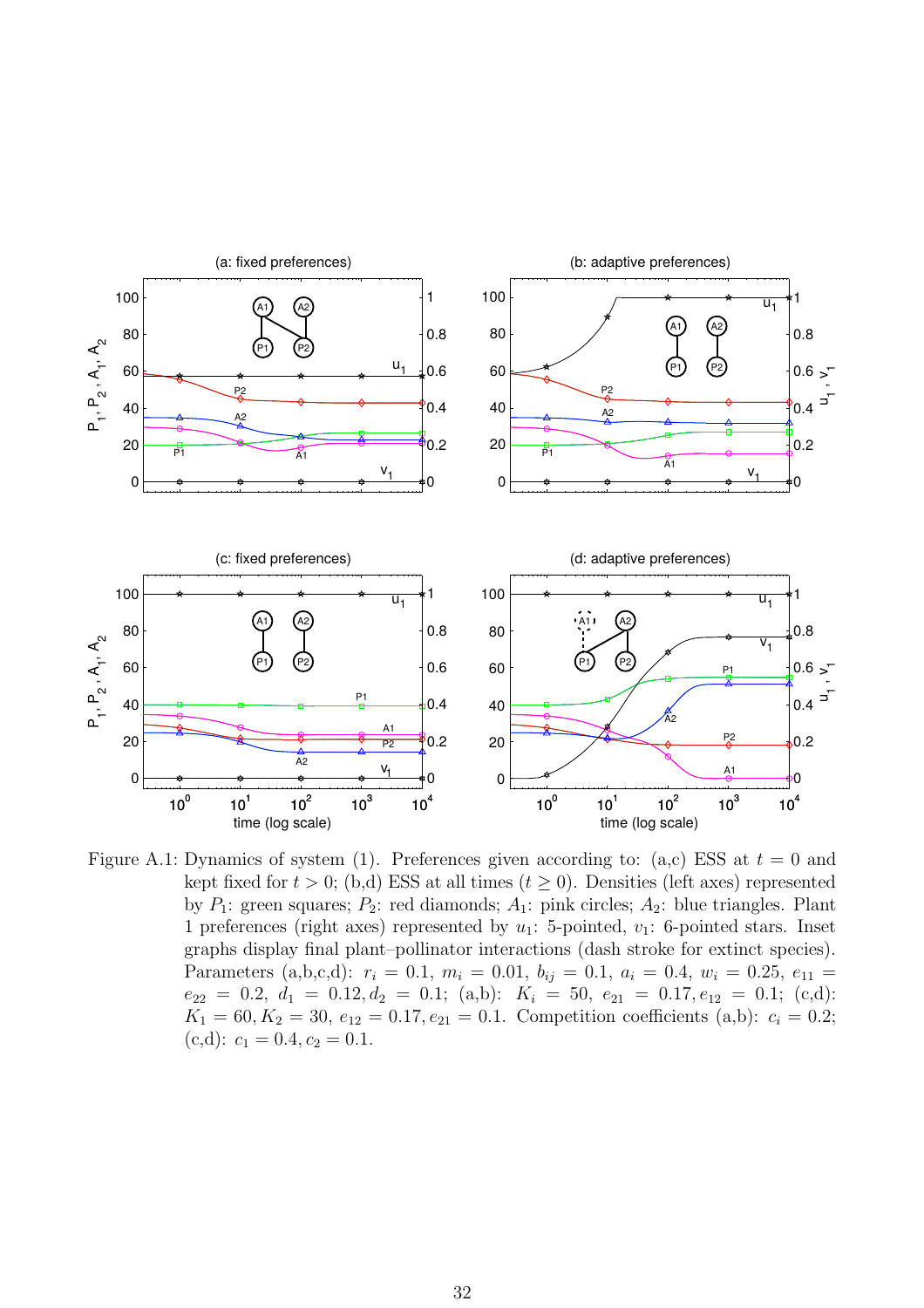(a: fixed preferences)

(b: adaptive preferences)

(c: fixed preferences)

(d: adaptive preferences)

$P_1, P_2, A_1, A_2$

$u_1, v_1$

time (log scale)

Figure A.1: Dynamics of system (1). Preferences given according to: (a,c) ESS at $t = 0$ and kept fixed for $t > 0$; (b,d) ESS at all times ($t \geq 0$). Densities (left axes) represented by $P_1$: green squares; $P_2$: red diamonds; $A_1$: pink circles; $A_2$: blue triangles. Plant 1 preferences (right axes) represented by $u_1$: 5-pointed, $v_1$: 6-pointed stars. Inset graphs display final plant–pollinator interactions (dash stroke for extinct species). Parameters (a,b,c,d): $r_i = 0.1$, $m_i = 0.01$, $b_{ij} = 0.1$, $a_i = 0.4$, $w_i = 0.25$, $e_{11} = e_{22} = 0.2$, $d_1 = 0.12, d_2 = 0.1$; (a,b): $K_i = 50$, $e_{21} = 0.17, e_{12} = 0.1$; (c,d): $K_1 = 60, K_2 = 30, e_{12} = 0.17, e_{21} = 0.1$. Competition coefficients (a,b): $c_i = 0.2$; (c,d): $c_1 = 0.4, c_2 = 0.1$.